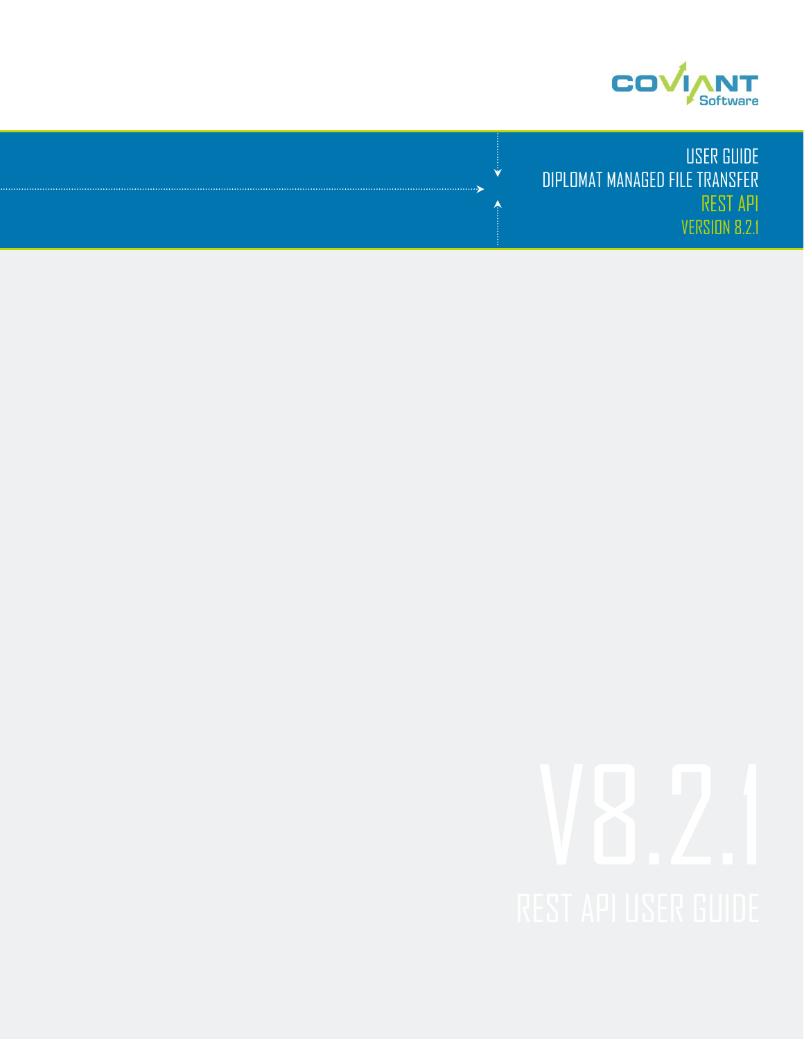COVIANT Software

# USER GUIDE
# DIPLOMAT MANAGED FILE TRANSFER
## REST API
## VERSION 8.2.1

V8.2.1

REST API USER GUIDE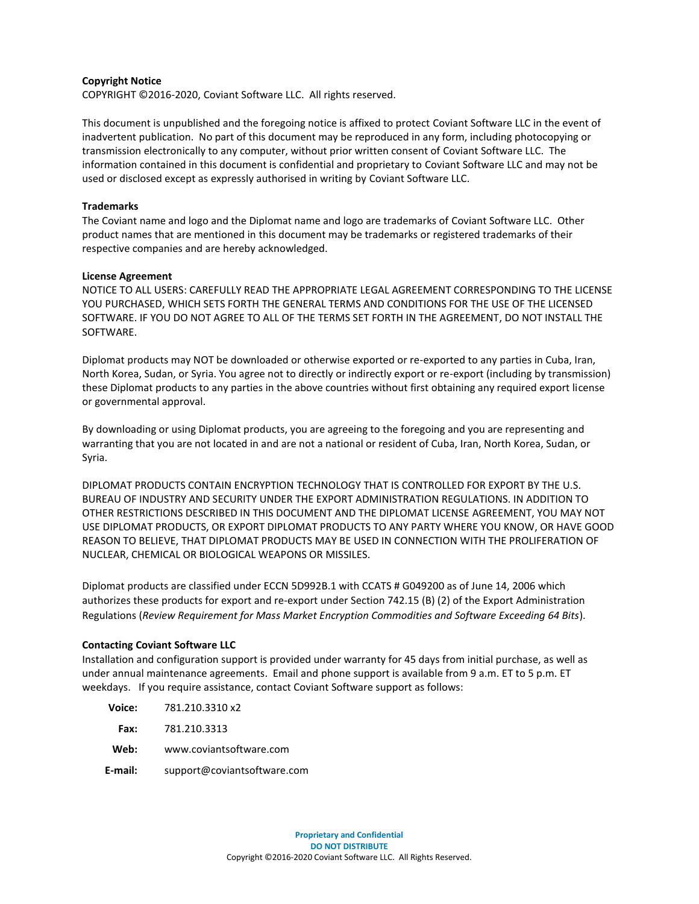**Copyright Notice**

COPYRIGHT ©2016-2020, Coviant Software LLC. All rights reserved.

This document is unpublished and the foregoing notice is affixed to protect Coviant Software LLC in the event of inadvertent publication. No part of this document may be reproduced in any form, including photocopying or transmission electronically to any computer, without prior written consent of Coviant Software LLC. The information contained in this document is confidential and proprietary to Coviant Software LLC and may not be used or disclosed except as expressly authorised in writing by Coviant Software LLC.

**Trademarks**

The Coviant name and logo and the Diplomat name and logo are trademarks of Coviant Software LLC. Other product names that are mentioned in this document may be trademarks or registered trademarks of their respective companies and are hereby acknowledged.

**License Agreement**

NOTICE TO ALL USERS: CAREFULLY READ THE APPROPRIATE LEGAL AGREEMENT CORRESPONDING TO THE LICENSE YOU PURCHASED, WHICH SETS FORTH THE GENERAL TERMS AND CONDITIONS FOR THE USE OF THE LICENSED SOFTWARE. IF YOU DO NOT AGREE TO ALL OF THE TERMS SET FORTH IN THE AGREEMENT, DO NOT INSTALL THE SOFTWARE.

Diplomat products may NOT be downloaded or otherwise exported or re-exported to any parties in Cuba, Iran, North Korea, Sudan, or Syria. You agree not to directly or indirectly export or re-export (including by transmission) these Diplomat products to any parties in the above countries without first obtaining any required export license or governmental approval.

By downloading or using Diplomat products, you are agreeing to the foregoing and you are representing and warranting that you are not located in and are not a national or resident of Cuba, Iran, North Korea, Sudan, or Syria.

DIPLOMAT PRODUCTS CONTAIN ENCRYPTION TECHNOLOGY THAT IS CONTROLLED FOR EXPORT BY THE U.S. BUREAU OF INDUSTRY AND SECURITY UNDER THE EXPORT ADMINISTRATION REGULATIONS. IN ADDITION TO OTHER RESTRICTIONS DESCRIBED IN THIS DOCUMENT AND THE DIPLOMAT LICENSE AGREEMENT, YOU MAY NOT USE DIPLOMAT PRODUCTS, OR EXPORT DIPLOMAT PRODUCTS TO ANY PARTY WHERE YOU KNOW, OR HAVE GOOD REASON TO BELIEVE, THAT DIPLOMAT PRODUCTS MAY BE USED IN CONNECTION WITH THE PROLIFERATION OF NUCLEAR, CHEMICAL OR BIOLOGICAL WEAPONS OR MISSILES.

Diplomat products are classified under ECCN 5D992B.1 with CCATS # G049200 as of June 14, 2006 which authorizes these products for export and re-export under Section 742.15 (B) (2) of the Export Administration Regulations (*Review Requirement for Mass Market Encryption Commodities and Software Exceeding 64 Bits*).

**Contacting Coviant Software LLC**

Installation and configuration support is provided under warranty for 45 days from initial purchase, as well as under annual maintenance agreements. Email and phone support is available from 9 a.m. ET to 5 p.m. ET weekdays. If you require assistance, contact Coviant Software support as follows:

| | |
|---|---|
| **Voice:** | 781.210.3310 x2 |
| **Fax:** | 781.210.3313 |
| **Web:** | www.coviantsoftware.com |
| **E-mail:** | support@coviantsoftware.com |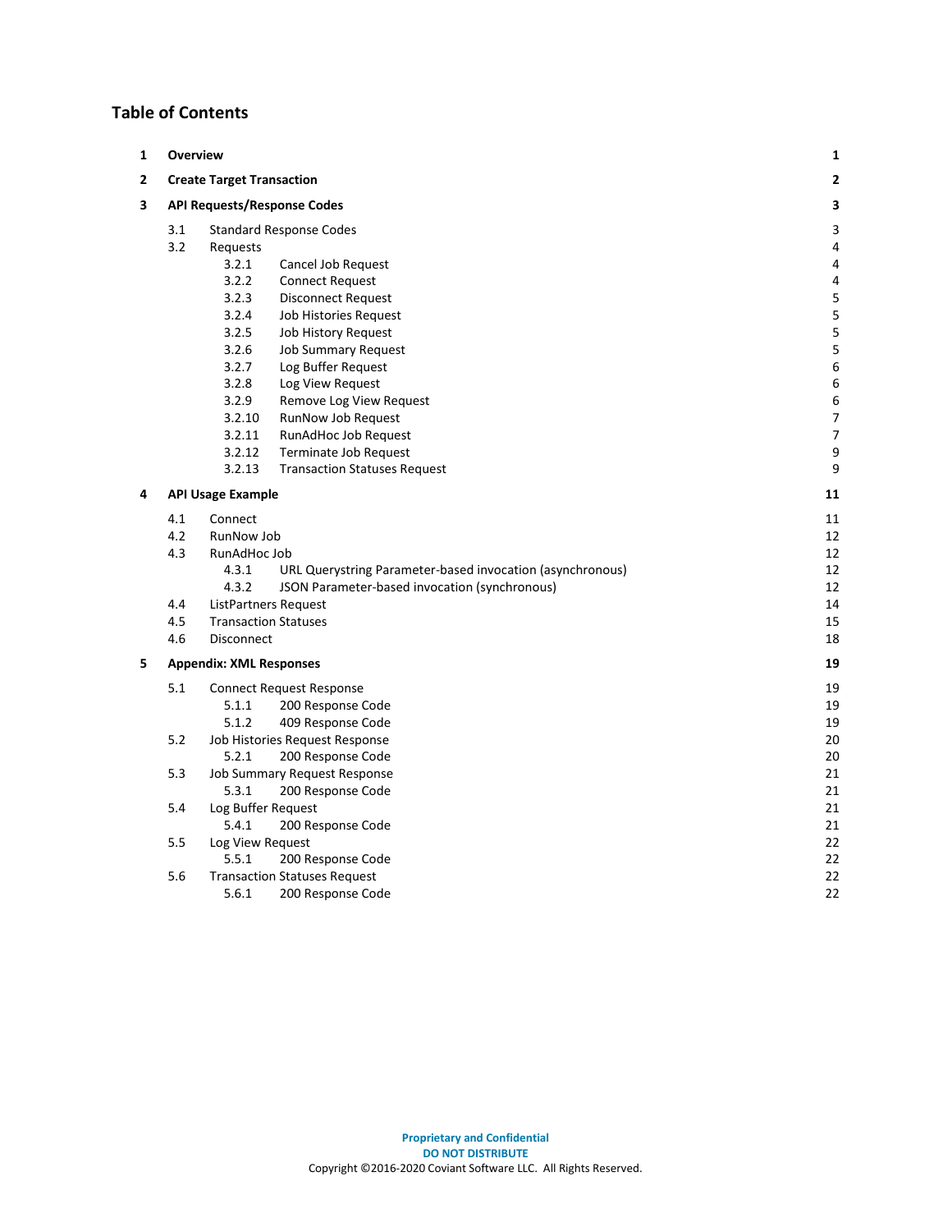# Table of Contents

| | | |
|---|---|---|
| **1** | **Overview** | **1** |
| **2** | **Create Target Transaction** | **2** |
| **3** | **API Requests/Response Codes** | **3** |
| 3.1 | Standard Response Codes | 3 |
| 3.2 | Requests | 4 |
| 3.2.1 | Cancel Job Request | 4 |
| 3.2.2 | Connect Request | 4 |
| 3.2.3 | Disconnect Request | 5 |
| 3.2.4 | Job Histories Request | 5 |
| 3.2.5 | Job History Request | 5 |
| 3.2.6 | Job Summary Request | 5 |
| 3.2.7 | Log Buffer Request | 6 |
| 3.2.8 | Log View Request | 6 |
| 3.2.9 | Remove Log View Request | 6 |
| 3.2.10 | RunNow Job Request | 7 |
| 3.2.11 | RunAdHoc Job Request | 7 |
| 3.2.12 | Terminate Job Request | 9 |
| 3.2.13 | Transaction Statuses Request | 9 |
| **4** | **API Usage Example** | **11** |
| 4.1 | Connect | 11 |
| 4.2 | RunNow Job | 12 |
| 4.3 | RunAdHoc Job | 12 |
| 4.3.1 | URL Querystring Parameter-based invocation (asynchronous) | 12 |
| 4.3.2 | JSON Parameter-based invocation (synchronous) | 12 |
| 4.4 | ListPartners Request | 14 |
| 4.5 | Transaction Statuses | 15 |
| 4.6 | Disconnect | 18 |
| **5** | **Appendix: XML Responses** | **19** |
| 5.1 | Connect Request Response | 19 |
| 5.1.1 | 200 Response Code | 19 |
| 5.1.2 | 409 Response Code | 19 |
| 5.2 | Job Histories Request Response | 20 |
| 5.2.1 | 200 Response Code | 20 |
| 5.3 | Job Summary Request Response | 21 |
| 5.3.1 | 200 Response Code | 21 |
| 5.4 | Log Buffer Request | 21 |
| 5.4.1 | 200 Response Code | 21 |
| 5.5 | Log View Request | 22 |
| 5.5.1 | 200 Response Code | 22 |
| 5.6 | Transaction Statuses Request | 22 |
| 5.6.1 | 200 Response Code | 22 |

**Proprietary and Confidential**
**DO NOT DISTRIBUTE**
Copyright ©2016-2020 Coviant Software LLC. All Rights Reserved.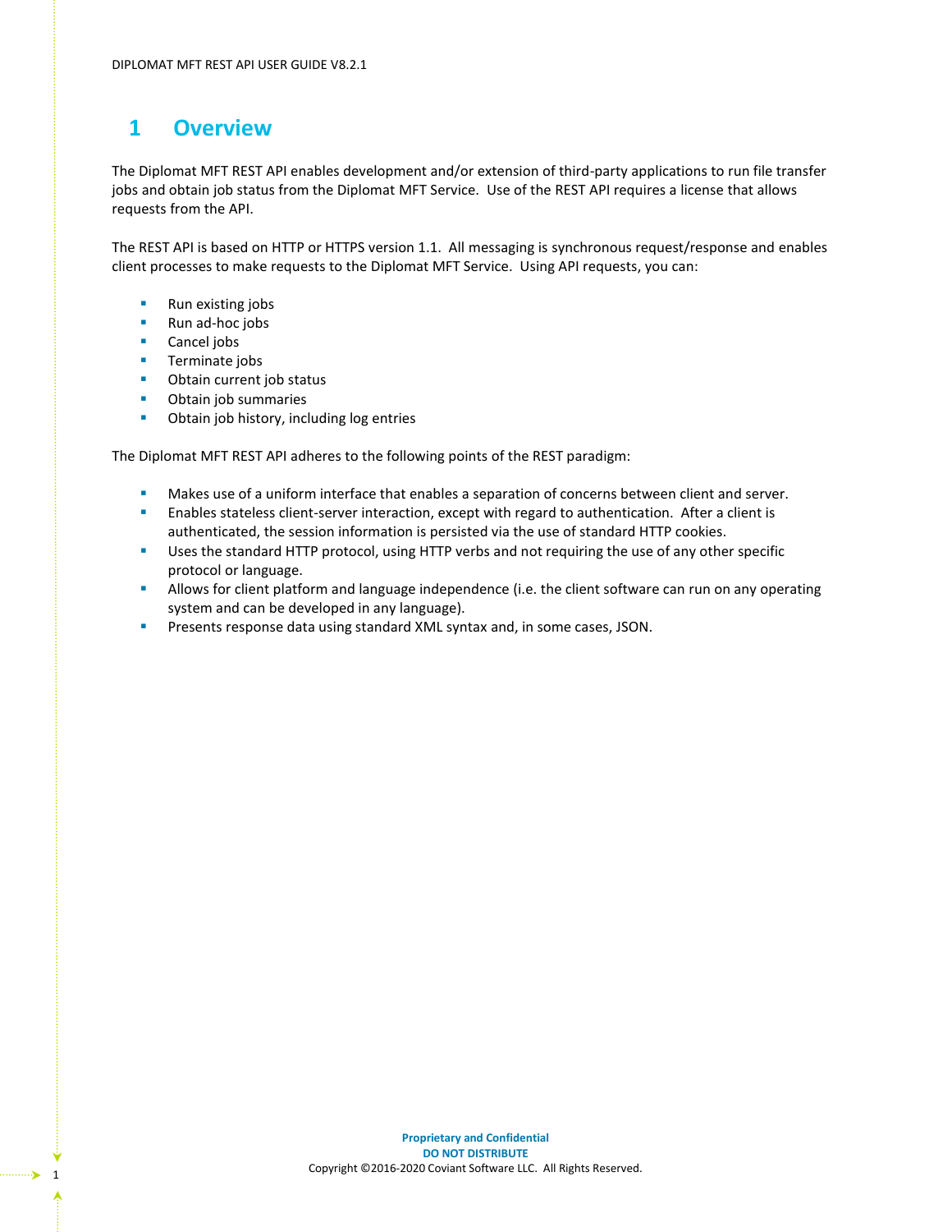# 1 Overview

The Diplomat MFT REST API enables development and/or extension of third-party applications to run file transfer jobs and obtain job status from the Diplomat MFT Service. Use of the REST API requires a license that allows requests from the API.

The REST API is based on HTTP or HTTPS version 1.1. All messaging is synchronous request/response and enables client processes to make requests to the Diplomat MFT Service. Using API requests, you can:

- Run existing jobs
- Run ad-hoc jobs
- Cancel jobs
- Terminate jobs
- Obtain current job status
- Obtain job summaries
- Obtain job history, including log entries

The Diplomat MFT REST API adheres to the following points of the REST paradigm:

- Makes use of a uniform interface that enables a separation of concerns between client and server.
- Enables stateless client-server interaction, except with regard to authentication. After a client is authenticated, the session information is persisted via the use of standard HTTP cookies.
- Uses the standard HTTP protocol, using HTTP verbs and not requiring the use of any other specific protocol or language.
- Allows for client platform and language independence (i.e. the client software can run on any operating system and can be developed in any language).
- Presents response data using standard XML syntax and, in some cases, JSON.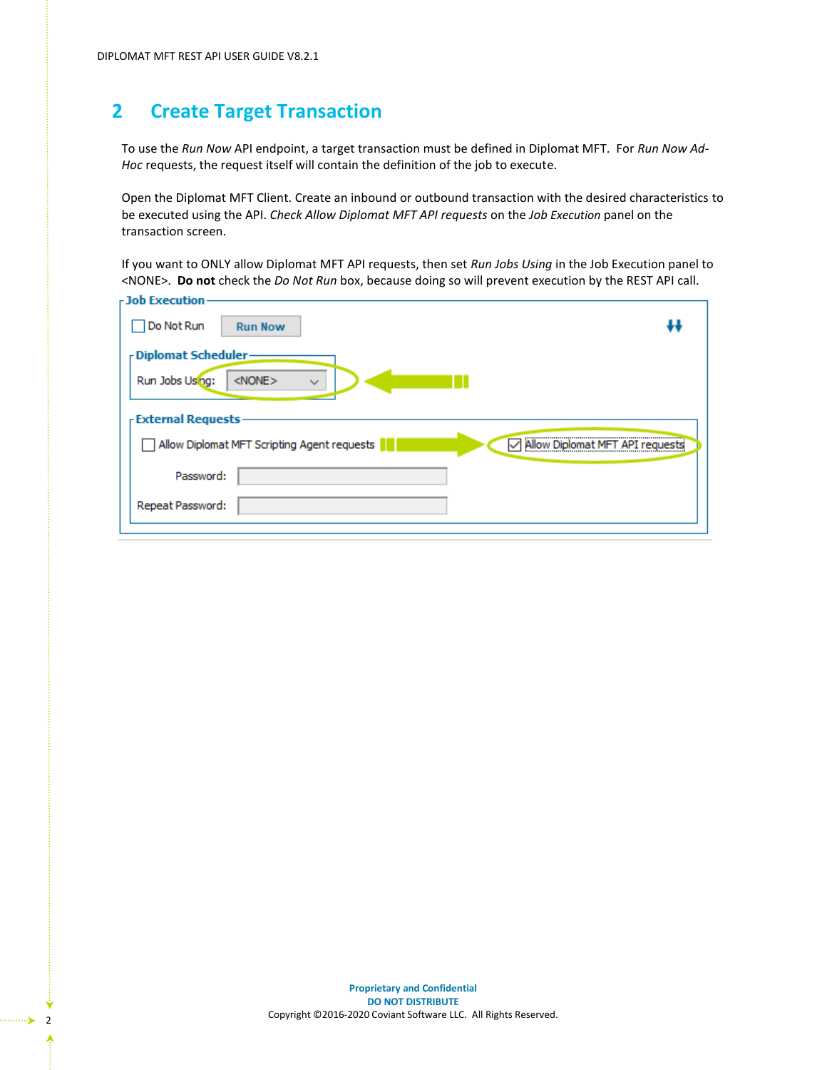# 2 Create Target Transaction

To use the *Run Now* API endpoint, a target transaction must be defined in Diplomat MFT. For *Run Now Ad-Hoc* requests, the request itself will contain the definition of the job to execute.

Open the Diplomat MFT Client. Create an inbound or outbound transaction with the desired characteristics to be executed using the API. *Check Allow Diplomat MFT API requests* on the *Job Execution* panel on the transaction screen.

If you want to ONLY allow Diplomat MFT API requests, then set *Run Jobs Using* in the Job Execution panel to <NONE>. **Do not** check the *Do Not Run* box, because doing so will prevent execution by the REST API call.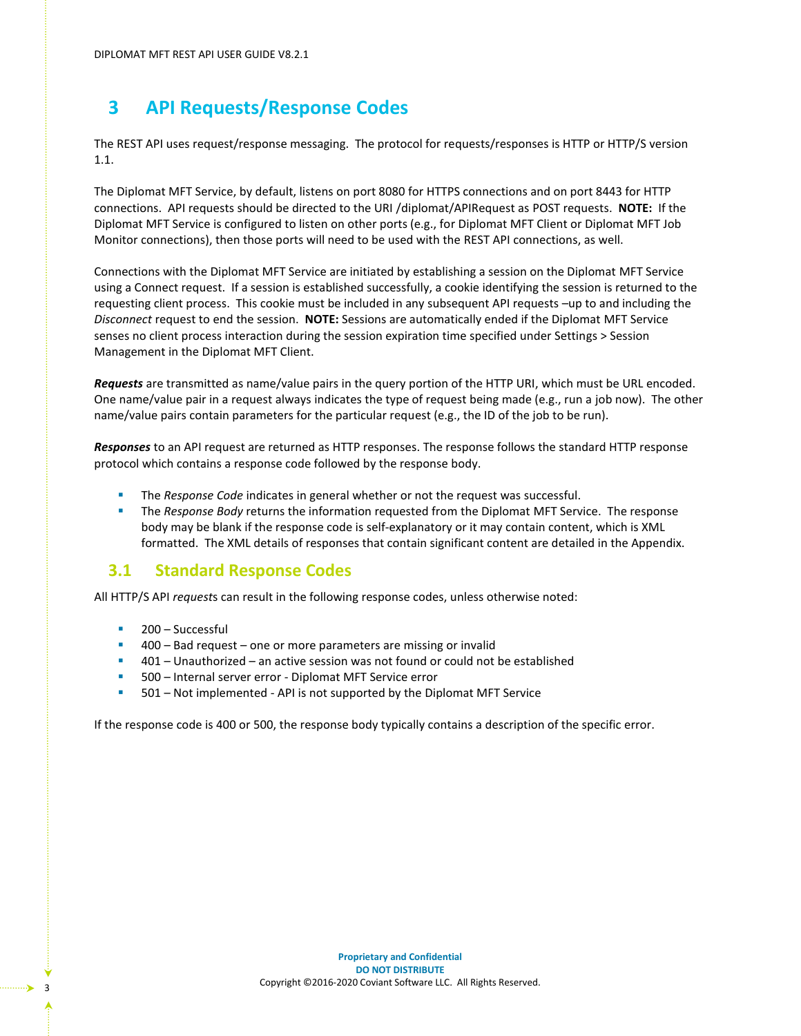# 3 API Requests/Response Codes

The REST API uses request/response messaging. The protocol for requests/responses is HTTP or HTTP/S version 1.1.

The Diplomat MFT Service, by default, listens on port 8080 for HTTPS connections and on port 8443 for HTTP connections. API requests should be directed to the URI /diplomat/APIRequest as POST requests. **NOTE:** If the Diplomat MFT Service is configured to listen on other ports (e.g., for Diplomat MFT Client or Diplomat MFT Job Monitor connections), then those ports will need to be used with the REST API connections, as well.

Connections with the Diplomat MFT Service are initiated by establishing a session on the Diplomat MFT Service using a Connect request. If a session is established successfully, a cookie identifying the session is returned to the requesting client process. This cookie must be included in any subsequent API requests –up to and including the *Disconnect* request to end the session. **NOTE:** Sessions are automatically ended if the Diplomat MFT Service senses no client process interaction during the session expiration time specified under Settings > Session Management in the Diplomat MFT Client.

***Requests*** are transmitted as name/value pairs in the query portion of the HTTP URI, which must be URL encoded. One name/value pair in a request always indicates the type of request being made (e.g., run a job now). The other name/value pairs contain parameters for the particular request (e.g., the ID of the job to be run).

***Responses*** to an API request are returned as HTTP responses. The response follows the standard HTTP response protocol which contains a response code followed by the response body.

- The *Response Code* indicates in general whether or not the request was successful.
- The *Response Body* returns the information requested from the Diplomat MFT Service. The response body may be blank if the response code is self-explanatory or it may contain content, which is XML formatted. The XML details of responses that contain significant content are detailed in the Appendix.

## 3.1 Standard Response Codes

All HTTP/S API *request*s can result in the following response codes, unless otherwise noted:

- 200 – Successful
- 400 – Bad request – one or more parameters are missing or invalid
- 401 – Unauthorized – an active session was not found or could not be established
- 500 – Internal server error - Diplomat MFT Service error
- 501 – Not implemented - API is not supported by the Diplomat MFT Service

If the response code is 400 or 500, the response body typically contains a description of the specific error.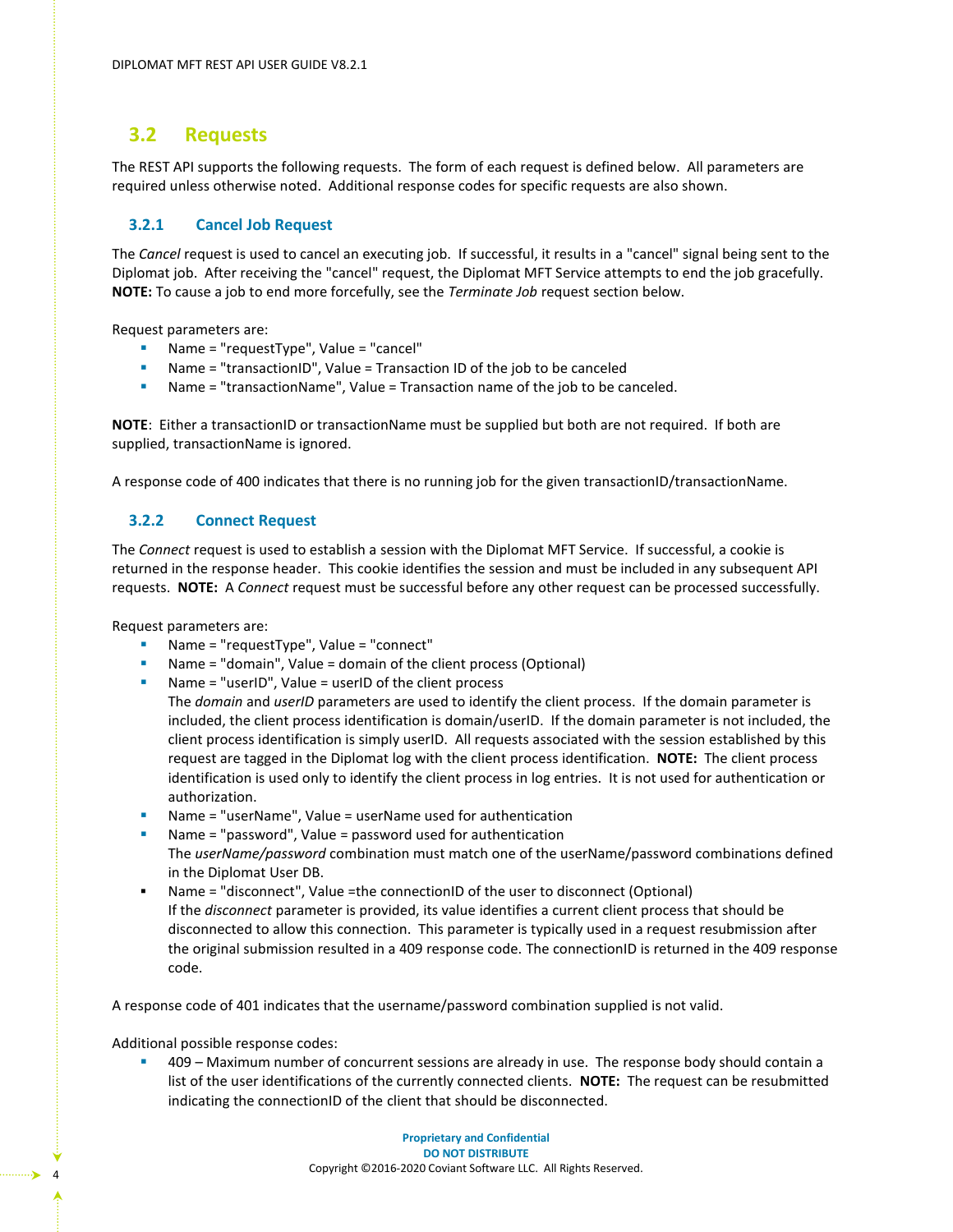## 3.2 Requests

The REST API supports the following requests. The form of each request is defined below. All parameters are required unless otherwise noted. Additional response codes for specific requests are also shown.

### 3.2.1 Cancel Job Request

The *Cancel* request is used to cancel an executing job. If successful, it results in a "cancel" signal being sent to the Diplomat job. After receiving the "cancel" request, the Diplomat MFT Service attempts to end the job gracefully. **NOTE:** To cause a job to end more forcefully, see the *Terminate Job* request section below.

Request parameters are:

- Name = "requestType", Value = "cancel"
- Name = "transactionID", Value = Transaction ID of the job to be canceled
- Name = "transactionName", Value = Transaction name of the job to be canceled.

**NOTE**: Either a transactionID or transactionName must be supplied but both are not required. If both are supplied, transactionName is ignored.

A response code of 400 indicates that there is no running job for the given transactionID/transactionName.

### 3.2.2 Connect Request

The *Connect* request is used to establish a session with the Diplomat MFT Service. If successful, a cookie is returned in the response header. This cookie identifies the session and must be included in any subsequent API requests. **NOTE:** A *Connect* request must be successful before any other request can be processed successfully.

Request parameters are:

- Name = "requestType", Value = "connect"
- Name = "domain", Value = domain of the client process (Optional)
- Name = "userID", Value = userID of the client process
  The *domain* and *userID* parameters are used to identify the client process. If the domain parameter is included, the client process identification is domain/userID. If the domain parameter is not included, the client process identification is simply userID. All requests associated with the session established by this request are tagged in the Diplomat log with the client process identification. **NOTE:** The client process identification is used only to identify the client process in log entries. It is not used for authentication or authorization.
- Name = "userName", Value = userName used for authentication
- Name = "password", Value = password used for authentication
  The *userName/password* combination must match one of the userName/password combinations defined in the Diplomat User DB.
- Name = "disconnect", Value =the connectionID of the user to disconnect (Optional)
  If the *disconnect* parameter is provided, its value identifies a current client process that should be disconnected to allow this connection. This parameter is typically used in a request resubmission after the original submission resulted in a 409 response code. The connectionID is returned in the 409 response code.

A response code of 401 indicates that the username/password combination supplied is not valid.

Additional possible response codes:

- 409 – Maximum number of concurrent sessions are already in use. The response body should contain a list of the user identifications of the currently connected clients. **NOTE:** The request can be resubmitted indicating the connectionID of the client that should be disconnected.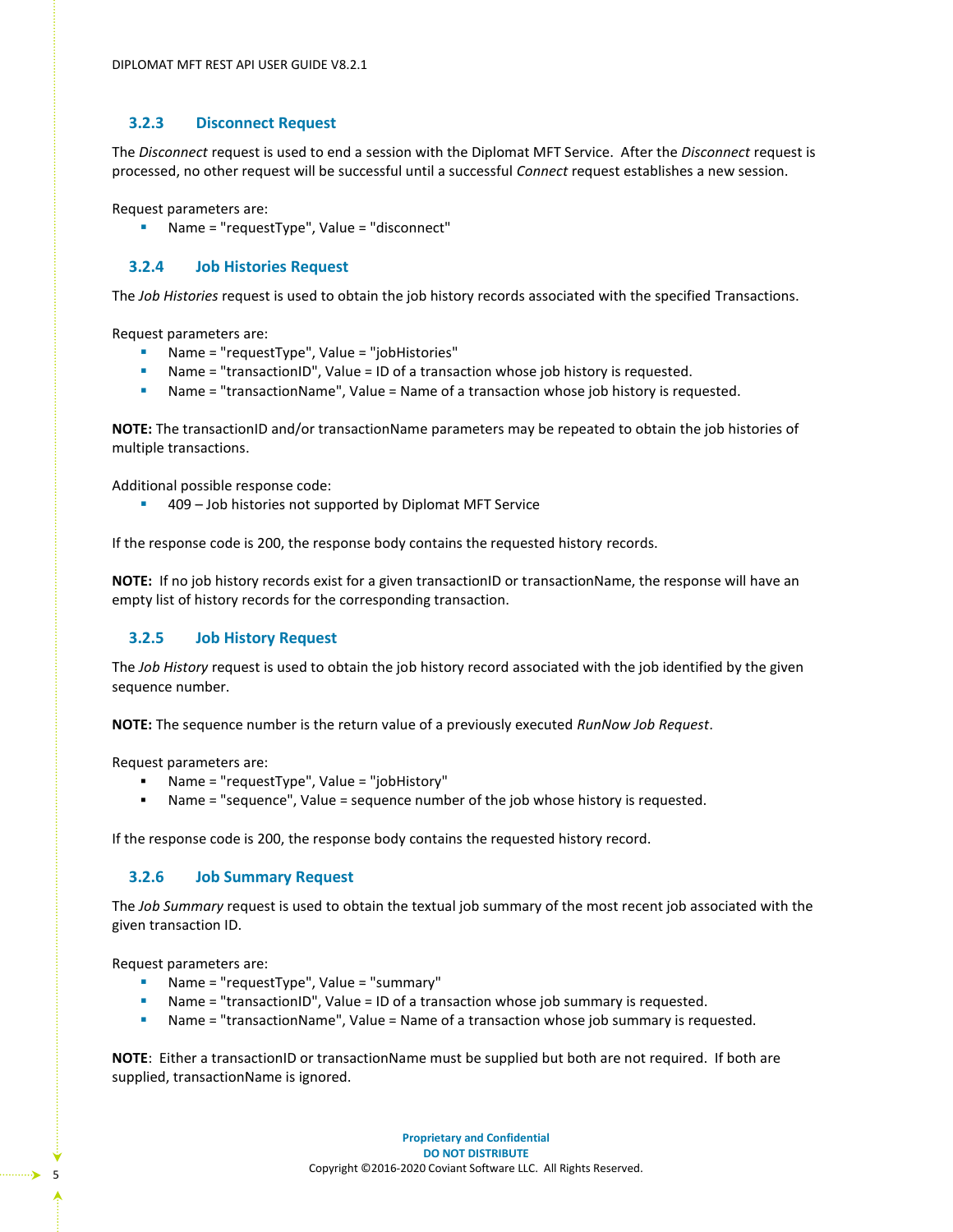### 3.2.3 Disconnect Request

The *Disconnect* request is used to end a session with the Diplomat MFT Service. After the *Disconnect* request is processed, no other request will be successful until a successful *Connect* request establishes a new session.

Request parameters are:

- Name = "requestType", Value = "disconnect"

### 3.2.4 Job Histories Request

The *Job Histories* request is used to obtain the job history records associated with the specified Transactions.

Request parameters are:

- Name = "requestType", Value = "jobHistories"
- Name = "transactionID", Value = ID of a transaction whose job history is requested.
- Name = "transactionName", Value = Name of a transaction whose job history is requested.

**NOTE:** The transactionID and/or transactionName parameters may be repeated to obtain the job histories of multiple transactions.

Additional possible response code:

- 409 – Job histories not supported by Diplomat MFT Service

If the response code is 200, the response body contains the requested history records.

**NOTE:** If no job history records exist for a given transactionID or transactionName, the response will have an empty list of history records for the corresponding transaction.

### 3.2.5 Job History Request

The *Job History* request is used to obtain the job history record associated with the job identified by the given sequence number.

**NOTE:** The sequence number is the return value of a previously executed *RunNow Job Request*.

Request parameters are:

- Name = "requestType", Value = "jobHistory"
- Name = "sequence", Value = sequence number of the job whose history is requested.

If the response code is 200, the response body contains the requested history record.

### 3.2.6 Job Summary Request

The *Job Summary* request is used to obtain the textual job summary of the most recent job associated with the given transaction ID.

Request parameters are:

- Name = "requestType", Value = "summary"
- Name = "transactionID", Value = ID of a transaction whose job summary is requested.
- Name = "transactionName", Value = Name of a transaction whose job summary is requested.

**NOTE**: Either a transactionID or transactionName must be supplied but both are not required. If both are supplied, transactionName is ignored.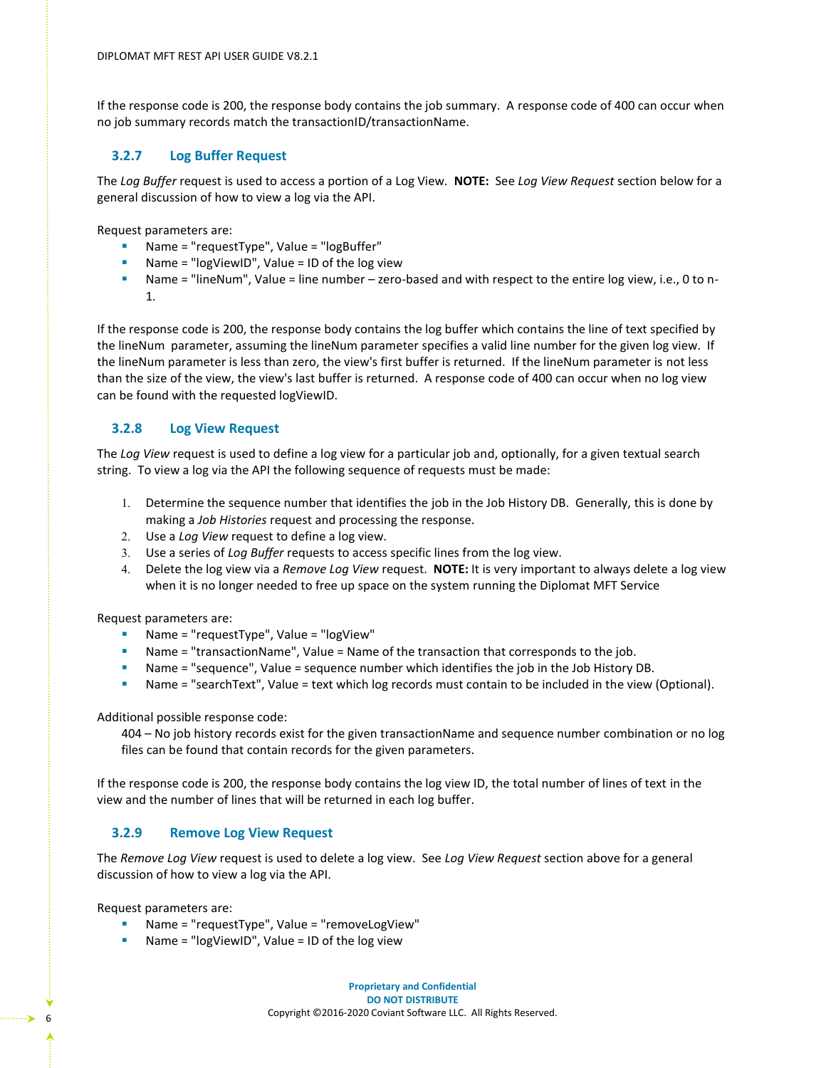If the response code is 200, the response body contains the job summary.  A response code of 400 can occur when no job summary records match the transactionID/transactionName.

### 3.2.7 Log Buffer Request

The *Log Buffer* request is used to access a portion of a Log View.  **NOTE:**  See *Log View Request* section below for a general discussion of how to view a log via the API.

Request parameters are:

- Name = "requestType", Value = "logBuffer"
- Name = "logViewID", Value = ID of the log view
- Name = "lineNum", Value = line number – zero-based and with respect to the entire log view, i.e., 0 to n-1.

If the response code is 200, the response body contains the log buffer which contains the line of text specified by the lineNum  parameter, assuming the lineNum parameter specifies a valid line number for the given log view.  If the lineNum parameter is less than zero, the view's first buffer is returned.  If the lineNum parameter is not less than the size of the view, the view's last buffer is returned.  A response code of 400 can occur when no log view can be found with the requested logViewID.

### 3.2.8 Log View Request

The *Log View* request is used to define a log view for a particular job and, optionally, for a given textual search string.  To view a log via the API the following sequence of requests must be made:

1. Determine the sequence number that identifies the job in the Job History DB.  Generally, this is done by making a *Job Histories* request and processing the response.
2. Use a *Log View* request to define a log view.
3. Use a series of *Log Buffer* requests to access specific lines from the log view.
4. Delete the log view via a *Remove Log View* request.  **NOTE:** It is very important to always delete a log view when it is no longer needed to free up space on the system running the Diplomat MFT Service

Request parameters are:

- Name = "requestType", Value = "logView"
- Name = "transactionName", Value = Name of the transaction that corresponds to the job.
- Name = "sequence", Value = sequence number which identifies the job in the Job History DB.
- Name = "searchText", Value = text which log records must contain to be included in the view (Optional).

Additional possible response code:

404 – No job history records exist for the given transactionName and sequence number combination or no log files can be found that contain records for the given parameters.

If the response code is 200, the response body contains the log view ID, the total number of lines of text in the view and the number of lines that will be returned in each log buffer.

### 3.2.9 Remove Log View Request

The *Remove Log View* request is used to delete a log view.  See *Log View Request* section above for a general discussion of how to view a log via the API.

Request parameters are:

- Name = "requestType", Value = "removeLogView"
- Name = "logViewID", Value = ID of the log view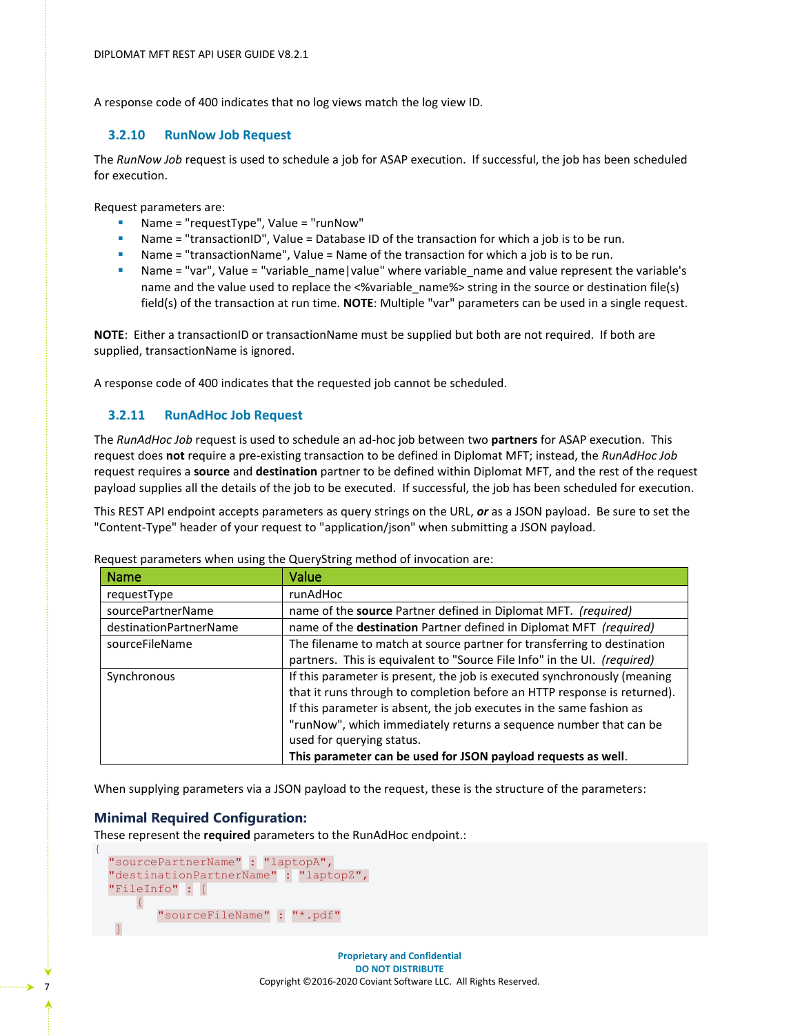A response code of 400 indicates that no log views match the log view ID.

### 3.2.10 RunNow Job Request

The *RunNow Job* request is used to schedule a job for ASAP execution. If successful, the job has been scheduled for execution.

Request parameters are:

- Name = "requestType", Value = "runNow"
- Name = "transactionID", Value = Database ID of the transaction for which a job is to be run.
- Name = "transactionName", Value = Name of the transaction for which a job is to be run.
- Name = "var", Value = "variable_name|value" where variable_name and value represent the variable's name and the value used to replace the <%variable_name%> string in the source or destination file(s) field(s) of the transaction at run time. **NOTE**: Multiple "var" parameters can be used in a single request.

**NOTE**: Either a transactionID or transactionName must be supplied but both are not required. If both are supplied, transactionName is ignored.

A response code of 400 indicates that the requested job cannot be scheduled.

### 3.2.11 RunAdHoc Job Request

The *RunAdHoc Job* request is used to schedule an ad-hoc job between two **partners** for ASAP execution. This request does **not** require a pre-existing transaction to be defined in Diplomat MFT; instead, the *RunAdHoc Job* request requires a **source** and **destination** partner to be defined within Diplomat MFT, and the rest of the request payload supplies all the details of the job to be executed. If successful, the job has been scheduled for execution.

This REST API endpoint accepts parameters as query strings on the URL, ***or*** as a JSON payload. Be sure to set the "Content-Type" header of your request to "application/json" when submitting a JSON payload.

Request parameters when using the QueryString method of invocation are:

| Name | Value |
| --- | --- |
| requestType | runAdHoc |
| sourcePartnerName | name of the **source** Partner defined in Diplomat MFT. *(required)* |
| destinationPartnerName | name of the **destination** Partner defined in Diplomat MFT *(required)* |
| sourceFileName | The filename to match at source partner for transferring to destination partners. This is equivalent to "Source File Info" in the UI. *(required)* |
| Synchronous | If this parameter is present, the job is executed synchronously (meaning that it runs through to completion before an HTTP response is returned). If this parameter is absent, the job executes in the same fashion as "runNow", which immediately returns a sequence number that can be used for querying status. **This parameter can be used for JSON payload requests as well**. |

When supplying parameters via a JSON payload to the request, these is the structure of the parameters:

#### Minimal Required Configuration:

These represent the **required** parameters to the RunAdHoc endpoint.:

```
{
  "sourcePartnerName" : "laptopA",
  "destinationPartnerName" : "laptopZ",
  "FileInfo" : [
      {
          "sourceFileName" : "*.pdf"
   ]
```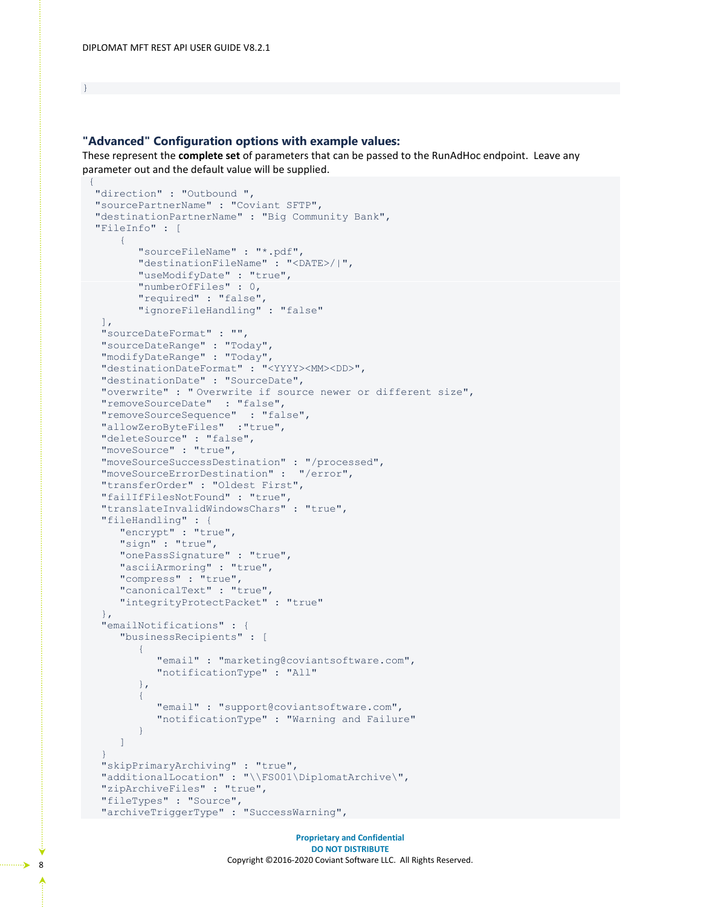```
}
```

### "Advanced" Configuration options with example values:

These represent the **complete set** of parameters that can be passed to the RunAdHoc endpoint. Leave any parameter out and the default value will be supplied.

```
{
 "direction" : "Outbound ",
 "sourcePartnerName" : "Coviant SFTP",
 "destinationPartnerName" : "Big Community Bank",
 "FileInfo" : [
     {
        "sourceFileName" : "*.pdf",
        "destinationFileName" : "<DATE>/|",
        "useModifyDate" : "true",
        "numberOfFiles" : 0,
        "required" : "false",
        "ignoreFileHandling" : "false"
  ],
  "sourceDateFormat" : "",
  "sourceDateRange" : "Today",
  "modifyDateRange" : "Today",
  "destinationDateFormat" : "<YYYY><MM><DD>",
  "destinationDate" : "SourceDate",
  "overwrite" : " Overwrite if source newer or different size",
  "removeSourceDate"  : "false",
  "removeSourceSequence"  : "false",
  "allowZeroByteFiles"  :"true",
  "deleteSource" : "false",
  "moveSource" : "true",
  "moveSourceSuccessDestination" : "/processed",
  "moveSourceErrorDestination" :  "/error",
  "transferOrder" : "Oldest First",
  "failIfFilesNotFound" : "true",
  "translateInvalidWindowsChars" : "true",
  "fileHandling" : {
     "encrypt" : "true",
     "sign" : "true",
     "onePassSignature" : "true",
     "asciiArmoring" : "true",
     "compress" : "true",
     "canonicalText" : "true",
     "integrityProtectPacket" : "true"
  },
  "emailNotifications" : {
     "businessRecipients" : [
        {
           "email" : "marketing@coviantsoftware.com",
           "notificationType" : "All"
        },
        {
           "email" : "support@coviantsoftware.com",
           "notificationType" : "Warning and Failure"
        }
     ]
  }
  "skipPrimaryArchiving" : "true",
  "additionalLocation" : "\\FS001\DiplomatArchive\",
  "zipArchiveFiles" : "true",
  "fileTypes" : "Source",
  "archiveTriggerType" : "SuccessWarning",
```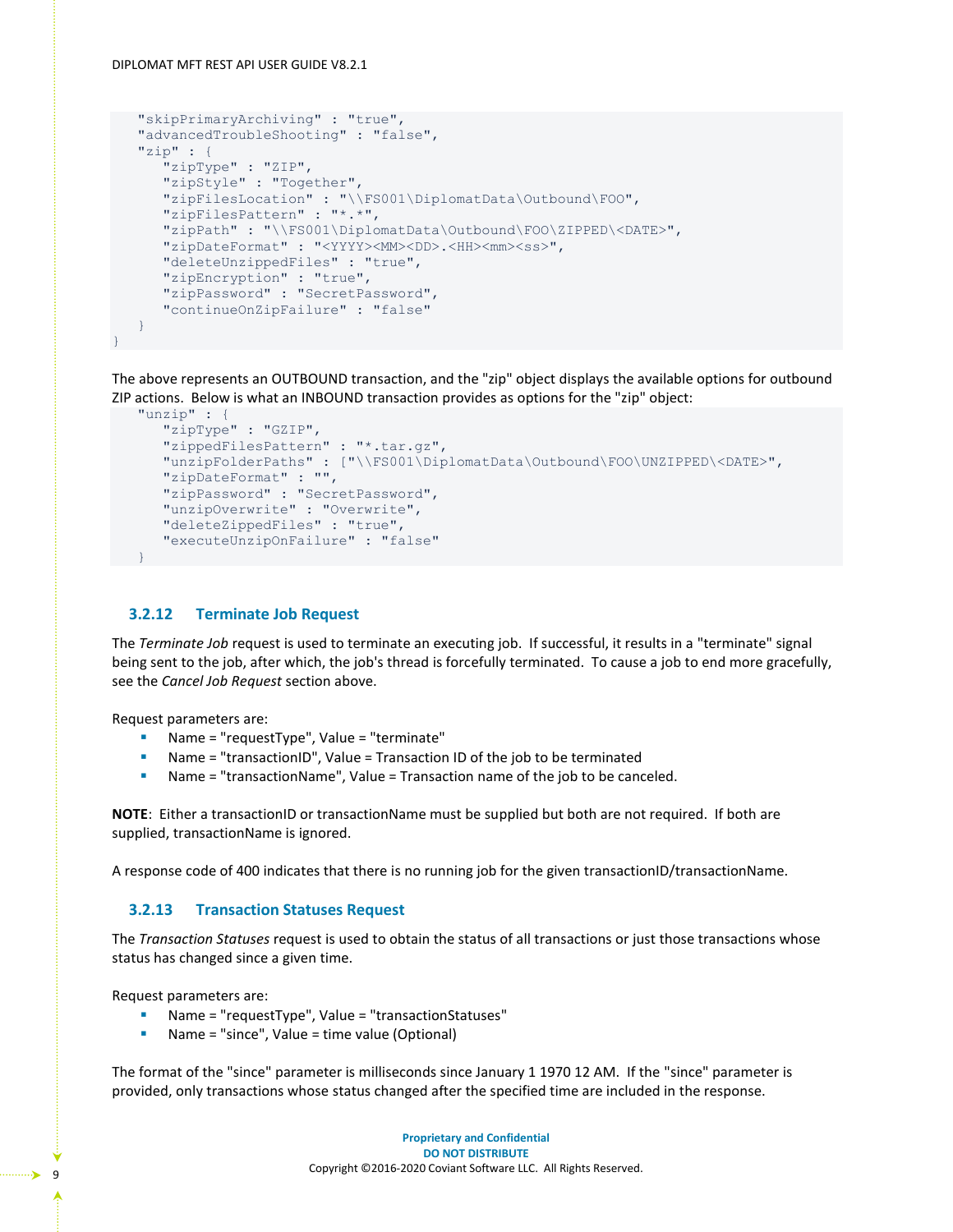```
   "skipPrimaryArchiving" : "true",
   "advancedTroubleShooting" : "false",
   "zip" : {
      "zipType" : "ZIP",
      "zipStyle" : "Together",
      "zipFilesLocation" : "\\FS001\DiplomatData\Outbound\FOO",
      "zipFilesPattern" : "*.*",
      "zipPath" : "\\FS001\DiplomatData\Outbound\FOO\ZIPPED\<DATE>",
      "zipDateFormat" : "<YYYY><MM><DD>.<HH><mm><ss>",
      "deleteUnzippedFiles" : "true",
      "zipEncryption" : "true",
      "zipPassword" : "SecretPassword",
      "continueOnZipFailure" : "false"
   }
}
```

The above represents an OUTBOUND transaction, and the "zip" object displays the available options for outbound ZIP actions. Below is what an INBOUND transaction provides as options for the "zip" object:

```
   "unzip" : {
      "zipType" : "GZIP",
      "zippedFilesPattern" : "*.tar.gz",
      "unzipFolderPaths" : ["\\FS001\DiplomatData\Outbound\FOO\UNZIPPED\<DATE>",
      "zipDateFormat" : "",
      "zipPassword" : "SecretPassword",
      "unzipOverwrite" : "Overwrite",
      "deleteZippedFiles" : "true",
      "executeUnzipOnFailure" : "false"
   }
```

### 3.2.12 Terminate Job Request

The *Terminate Job* request is used to terminate an executing job. If successful, it results in a "terminate" signal being sent to the job, after which, the job's thread is forcefully terminated. To cause a job to end more gracefully, see the *Cancel Job Request* section above.

Request parameters are:

- Name = "requestType", Value = "terminate"
- Name = "transactionID", Value = Transaction ID of the job to be terminated
- Name = "transactionName", Value = Transaction name of the job to be canceled.

**NOTE**: Either a transactionID or transactionName must be supplied but both are not required. If both are supplied, transactionName is ignored.

A response code of 400 indicates that there is no running job for the given transactionID/transactionName.

### 3.2.13 Transaction Statuses Request

The *Transaction Statuses* request is used to obtain the status of all transactions or just those transactions whose status has changed since a given time.

Request parameters are:

- Name = "requestType", Value = "transactionStatuses"
- Name = "since", Value = time value (Optional)

The format of the "since" parameter is milliseconds since January 1 1970 12 AM. If the "since" parameter is provided, only transactions whose status changed after the specified time are included in the response.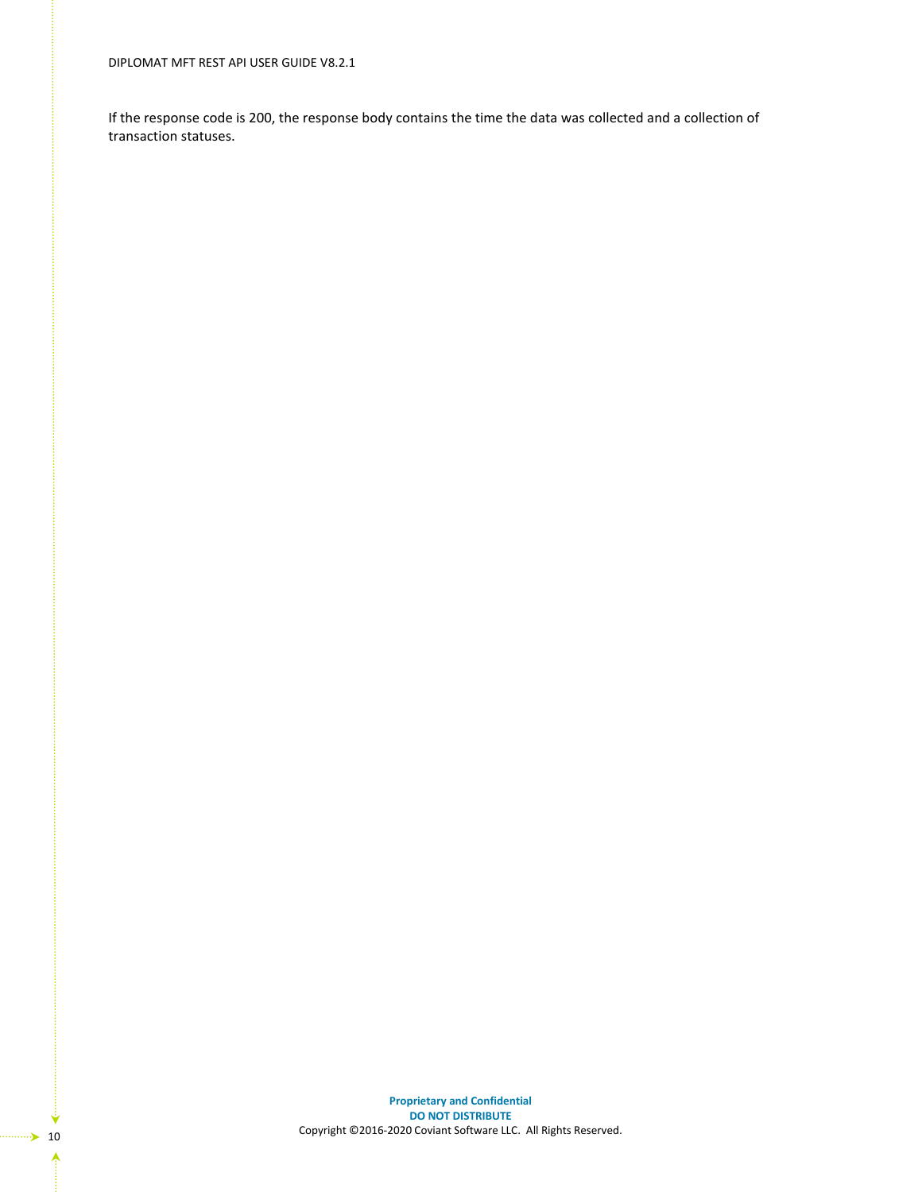If the response code is 200, the response body contains the time the data was collected and a collection of transaction statuses.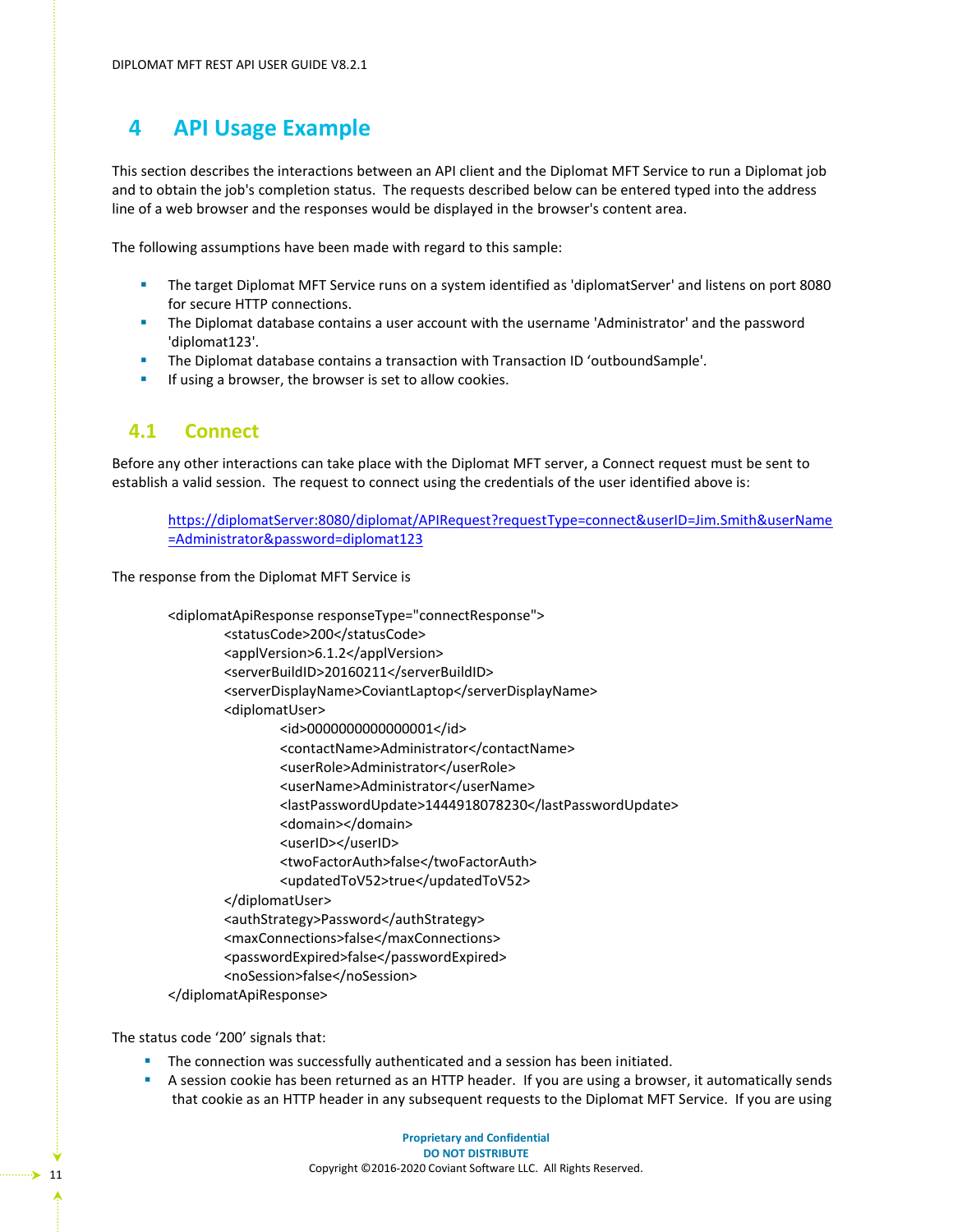# 4 API Usage Example

This section describes the interactions between an API client and the Diplomat MFT Service to run a Diplomat job and to obtain the job's completion status. The requests described below can be entered typed into the address line of a web browser and the responses would be displayed in the browser's content area.

The following assumptions have been made with regard to this sample:

- The target Diplomat MFT Service runs on a system identified as 'diplomatServer' and listens on port 8080 for secure HTTP connections.
- The Diplomat database contains a user account with the username 'Administrator' and the password 'diplomat123'.
- The Diplomat database contains a transaction with Transaction ID 'outboundSample'.
- If using a browser, the browser is set to allow cookies.

## 4.1 Connect

Before any other interactions can take place with the Diplomat MFT server, a Connect request must be sent to establish a valid session. The request to connect using the credentials of the user identified above is:

> https://diplomatServer:8080/diplomat/APIRequest?requestType=connect&userID=Jim.Smith&userName=Administrator&password=diplomat123

The response from the Diplomat MFT Service is

```
<diplomatApiResponse responseType="connectResponse">
    <statusCode>200</statusCode>
    <applVersion>6.1.2</applVersion>
    <serverBuildID>20160211</serverBuildID>
    <serverDisplayName>CoviantLaptop</serverDisplayName>
    <diplomatUser>
        <id>0000000000000001</id>
        <contactName>Administrator</contactName>
        <userRole>Administrator</userRole>
        <userName>Administrator</userName>
        <lastPasswordUpdate>1444918078230</lastPasswordUpdate>
        <domain></domain>
        <userID></userID>
        <twoFactorAuth>false</twoFactorAuth>
        <updatedToV52>true</updatedToV52>
    </diplomatUser>
    <authStrategy>Password</authStrategy>
    <maxConnections>false</maxConnections>
    <passwordExpired>false</passwordExpired>
    <noSession>false</noSession>
</diplomatApiResponse>
```

The status code '200' signals that:

- The connection was successfully authenticated and a session has been initiated.
- A session cookie has been returned as an HTTP header. If you are using a browser, it automatically sends that cookie as an HTTP header in any subsequent requests to the Diplomat MFT Service. If you are using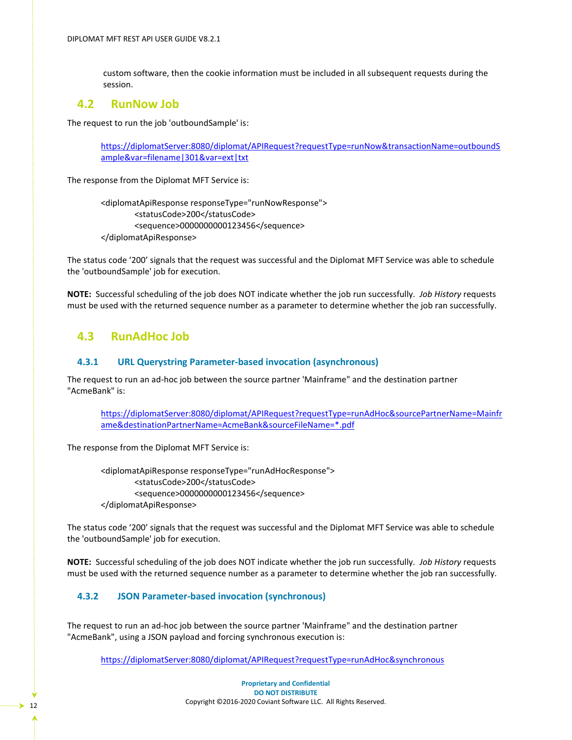custom software, then the cookie information must be included in all subsequent requests during the session.

## 4.2 RunNow Job

The request to run the job 'outboundSample' is:

> https://diplomatServer:8080/diplomat/APIRequest?requestType=runNow&transactionName=outboundSample&var=filename|301&var=ext|txt

The response from the Diplomat MFT Service is:

```
<diplomatApiResponse responseType="runNowResponse">
    <statusCode>200</statusCode>
    <sequence>0000000000123456</sequence>
</diplomatApiResponse>
```

The status code '200' signals that the request was successful and the Diplomat MFT Service was able to schedule the 'outboundSample' job for execution.

**NOTE:** Successful scheduling of the job does NOT indicate whether the job run successfully. *Job History* requests must be used with the returned sequence number as a parameter to determine whether the job ran successfully.

## 4.3 RunAdHoc Job

### 4.3.1 URL Querystring Parameter-based invocation (asynchronous)

The request to run an ad-hoc job between the source partner 'Mainframe" and the destination partner "AcmeBank" is:

> https://diplomatServer:8080/diplomat/APIRequest?requestType=runAdHoc&sourcePartnerName=Mainframe&destinationPartnerName=AcmeBank&sourceFileName=*.pdf

The response from the Diplomat MFT Service is:

```
<diplomatApiResponse responseType="runAdHocResponse">
    <statusCode>200</statusCode>
    <sequence>0000000000123456</sequence>
</diplomatApiResponse>
```

The status code '200' signals that the request was successful and the Diplomat MFT Service was able to schedule the 'outboundSample' job for execution.

**NOTE:** Successful scheduling of the job does NOT indicate whether the job run successfully. *Job History* requests must be used with the returned sequence number as a parameter to determine whether the job ran successfully.

### 4.3.2 JSON Parameter-based invocation (synchronous)

The request to run an ad-hoc job between the source partner 'Mainframe" and the destination partner "AcmeBank", using a JSON payload and forcing synchronous execution is:

> https://diplomatServer:8080/diplomat/APIRequest?requestType=runAdHoc&synchronous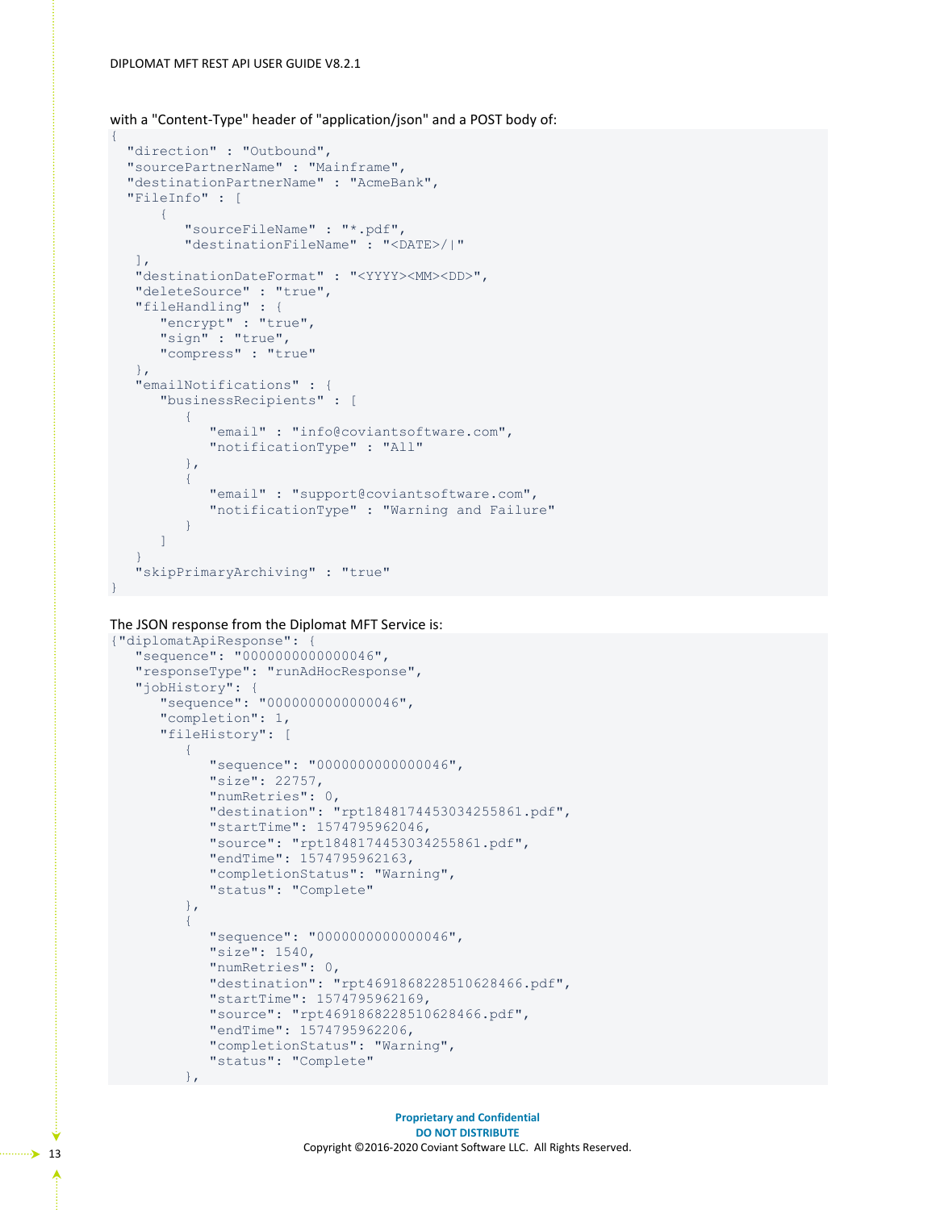with a "Content-Type" header of "application/json" and a POST body of:

```
{
  "direction" : "Outbound",
  "sourcePartnerName" : "Mainframe",
  "destinationPartnerName" : "AcmeBank",
  "FileInfo" : [
      {
         "sourceFileName" : "*.pdf",
         "destinationFileName" : "<DATE>/|"
   ],
   "destinationDateFormat" : "<YYYY><MM><DD>",
   "deleteSource" : "true",
   "fileHandling" : {
      "encrypt" : "true",
      "sign" : "true",
      "compress" : "true"
   },
   "emailNotifications" : {
      "businessRecipients" : [
         {
            "email" : "info@coviantsoftware.com",
            "notificationType" : "All"
         },
         {
            "email" : "support@coviantsoftware.com",
            "notificationType" : "Warning and Failure"
         }
      ]
   }
   "skipPrimaryArchiving" : "true"
}
```

The JSON response from the Diplomat MFT Service is:

```
{"diplomatApiResponse": {
   "sequence": "0000000000000046",
   "responseType": "runAdHocResponse",
   "jobHistory": {
      "sequence": "0000000000000046",
      "completion": 1,
      "fileHistory": [
         {
            "sequence": "0000000000000046",
            "size": 22757,
            "numRetries": 0,
            "destination": "rpt1848174453034255861.pdf",
            "startTime": 1574795962046,
            "source": "rpt1848174453034255861.pdf",
            "endTime": 1574795962163,
            "completionStatus": "Warning",
            "status": "Complete"
         },
         {
            "sequence": "0000000000000046",
            "size": 1540,
            "numRetries": 0,
            "destination": "rpt4691868228510628466.pdf",
            "startTime": 1574795962169,
            "source": "rpt4691868228510628466.pdf",
            "endTime": 1574795962206,
            "completionStatus": "Warning",
            "status": "Complete"
         },
```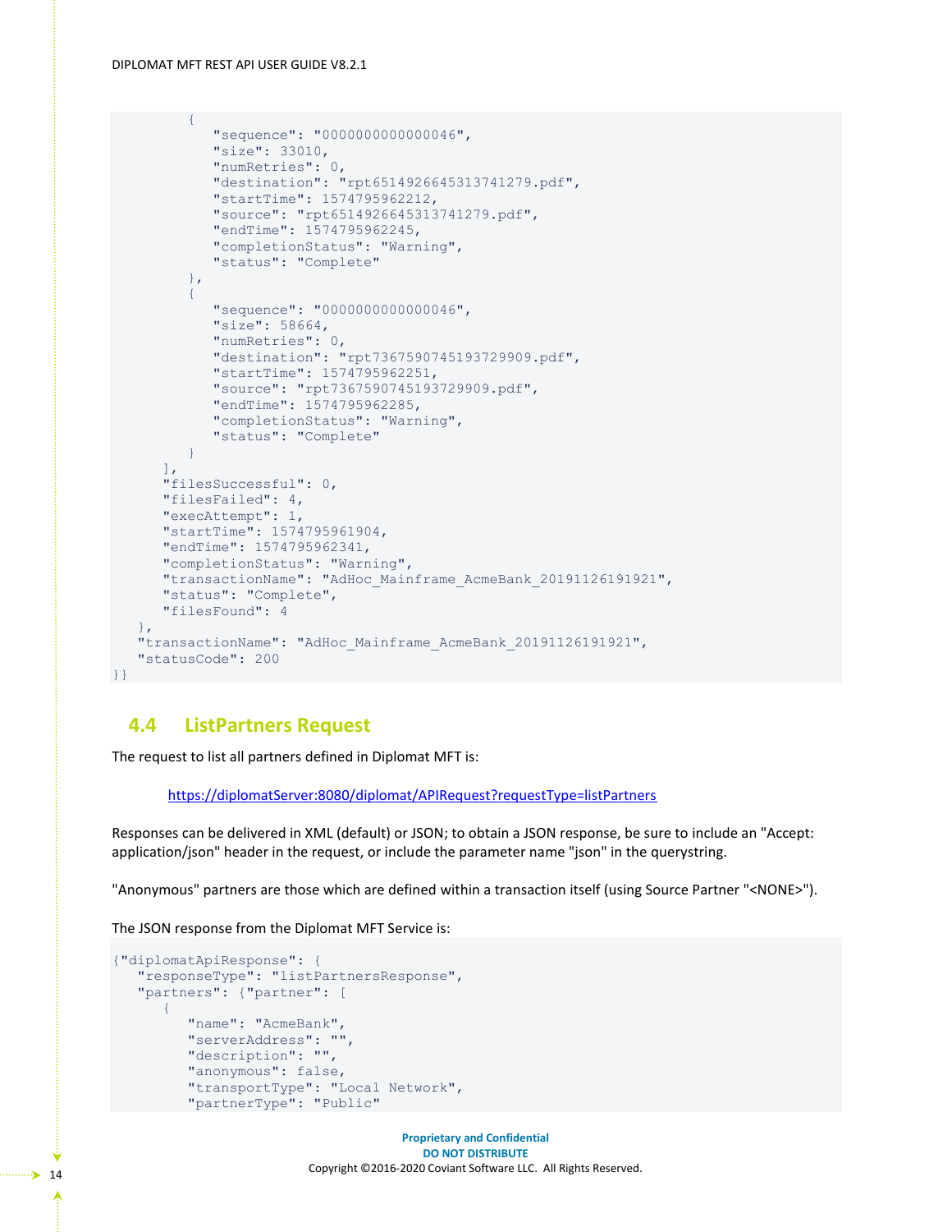```
         {
            "sequence": "0000000000000046",
            "size": 33010,
            "numRetries": 0,
            "destination": "rpt6514926645313741279.pdf",
            "startTime": 1574795962212,
            "source": "rpt6514926645313741279.pdf",
            "endTime": 1574795962245,
            "completionStatus": "Warning",
            "status": "Complete"
         },
         {
            "sequence": "0000000000000046",
            "size": 58664,
            "numRetries": 0,
            "destination": "rpt7367590745193729909.pdf",
            "startTime": 1574795962251,
            "source": "rpt7367590745193729909.pdf",
            "endTime": 1574795962285,
            "completionStatus": "Warning",
            "status": "Complete"
         }
      ],
      "filesSuccessful": 0,
      "filesFailed": 4,
      "execAttempt": 1,
      "startTime": 1574795961904,
      "endTime": 1574795962341,
      "completionStatus": "Warning",
      "transactionName": "AdHoc_Mainframe_AcmeBank_20191126191921",
      "status": "Complete",
      "filesFound": 4
   },
   "transactionName": "AdHoc_Mainframe_AcmeBank_20191126191921",
   "statusCode": 200
}}
```

## 4.4 ListPartners Request

The request to list all partners defined in Diplomat MFT is:

https://diplomatServer:8080/diplomat/APIRequest?requestType=listPartners

Responses can be delivered in XML (default) or JSON; to obtain a JSON response, be sure to include an "Accept: application/json" header in the request, or include the parameter name "json" in the querystring.

"Anonymous" partners are those which are defined within a transaction itself (using Source Partner "<NONE>").

The JSON response from the Diplomat MFT Service is:

```
{"diplomatApiResponse": {
   "responseType": "listPartnersResponse",
   "partners": {"partner": [
      {
         "name": "AcmeBank",
         "serverAddress": "",
         "description": "",
         "anonymous": false,
         "transportType": "Local Network",
         "partnerType": "Public"
```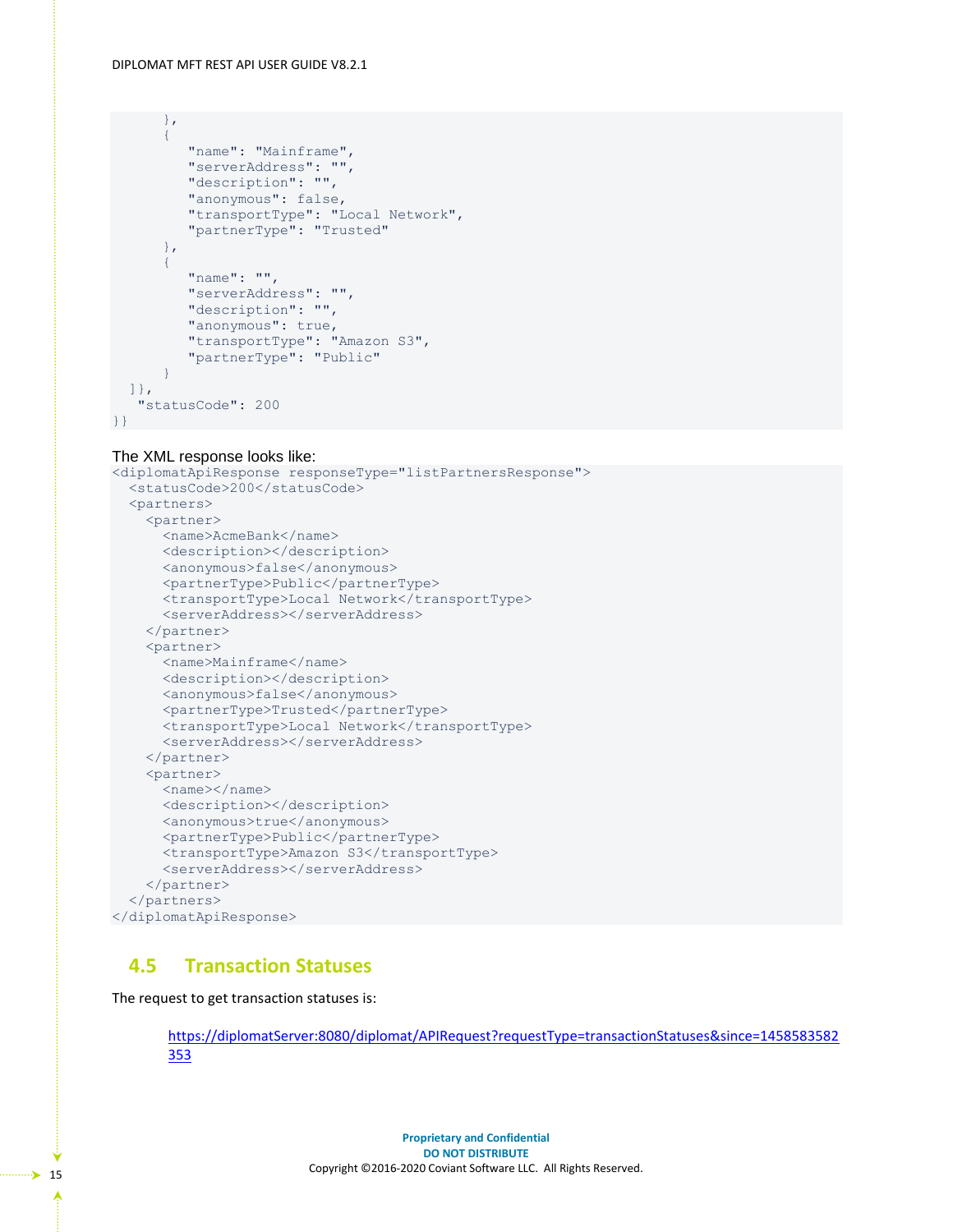```
      },
      {
         "name": "Mainframe",
         "serverAddress": "",
         "description": "",
         "anonymous": false,
         "transportType": "Local Network",
         "partnerType": "Trusted"
      },
      {
         "name": "",
         "serverAddress": "",
         "description": "",
         "anonymous": true,
         "transportType": "Amazon S3",
         "partnerType": "Public"
      }
  ]},
   "statusCode": 200
}}
```

The XML response looks like:

```
<diplomatApiResponse responseType="listPartnersResponse">
  <statusCode>200</statusCode>
  <partners>
    <partner>
      <name>AcmeBank</name>
      <description></description>
      <anonymous>false</anonymous>
      <partnerType>Public</partnerType>
      <transportType>Local Network</transportType>
      <serverAddress></serverAddress>
    </partner>
    <partner>
      <name>Mainframe</name>
      <description></description>
      <anonymous>false</anonymous>
      <partnerType>Trusted</partnerType>
      <transportType>Local Network</transportType>
      <serverAddress></serverAddress>
    </partner>
    <partner>
      <name></name>
      <description></description>
      <anonymous>true</anonymous>
      <partnerType>Public</partnerType>
      <transportType>Amazon S3</transportType>
      <serverAddress></serverAddress>
    </partner>
  </partners>
</diplomatApiResponse>
```

## 4.5 Transaction Statuses

The request to get transaction statuses is:

https://diplomatServer:8080/diplomat/APIRequest?requestType=transactionStatuses&since=1458583582353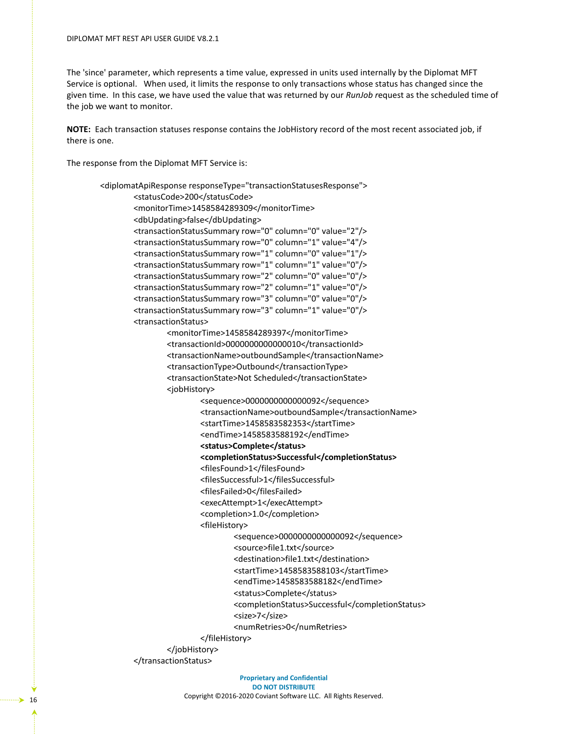The 'since' parameter, which represents a time value, expressed in units used internally by the Diplomat MFT Service is optional.  When used, it limits the response to only transactions whose status has changed since the given time. In this case, we have used the value that was returned by our *RunJob* request as the scheduled time of the job we want to monitor.

**NOTE:** Each transaction statuses response contains the JobHistory record of the most recent associated job, if there is one.

The response from the Diplomat MFT Service is:

```
<diplomatApiResponse responseType="transactionStatusesResponse">
    <statusCode>200</statusCode>
    <monitorTime>1458584289309</monitorTime>
    <dbUpdating>false</dbUpdating>
    <transactionStatusSummary row="0" column="0" value="2"/>
    <transactionStatusSummary row="0" column="1" value="4"/>
    <transactionStatusSummary row="1" column="0" value="1"/>
    <transactionStatusSummary row="1" column="1" value="0"/>
    <transactionStatusSummary row="2" column="0" value="0"/>
    <transactionStatusSummary row="2" column="1" value="0"/>
    <transactionStatusSummary row="3" column="0" value="0"/>
    <transactionStatusSummary row="3" column="1" value="0"/>
    <transactionStatus>
        <monitorTime>1458584289397</monitorTime>
        <transactionId>0000000000000010</transactionId>
        <transactionName>outboundSample</transactionName>
        <transactionType>Outbound</transactionType>
        <transactionState>Not Scheduled</transactionState>
        <jobHistory>
            <sequence>0000000000000092</sequence>
            <transactionName>outboundSample</transactionName>
            <startTime>1458583582353</startTime>
            <endTime>1458583588192</endTime>
            <status>Complete</status>
            <completionStatus>Successful</completionStatus>
            <filesFound>1</filesFound>
            <filesSuccessful>1</filesSuccessful>
            <filesFailed>0</filesFailed>
            <execAttempt>1</execAttempt>
            <completion>1.0</completion>
            <fileHistory>
                <sequence>0000000000000092</sequence>
                <source>file1.txt</source>
                <destination>file1.txt</destination>
                <startTime>1458583588103</startTime>
                <endTime>1458583588182</endTime>
                <status>Complete</status>
                <completionStatus>Successful</completionStatus>
                <size>7</size>
                <numRetries>0</numRetries>
            </fileHistory>
        </jobHistory>
    </transactionStatus>
```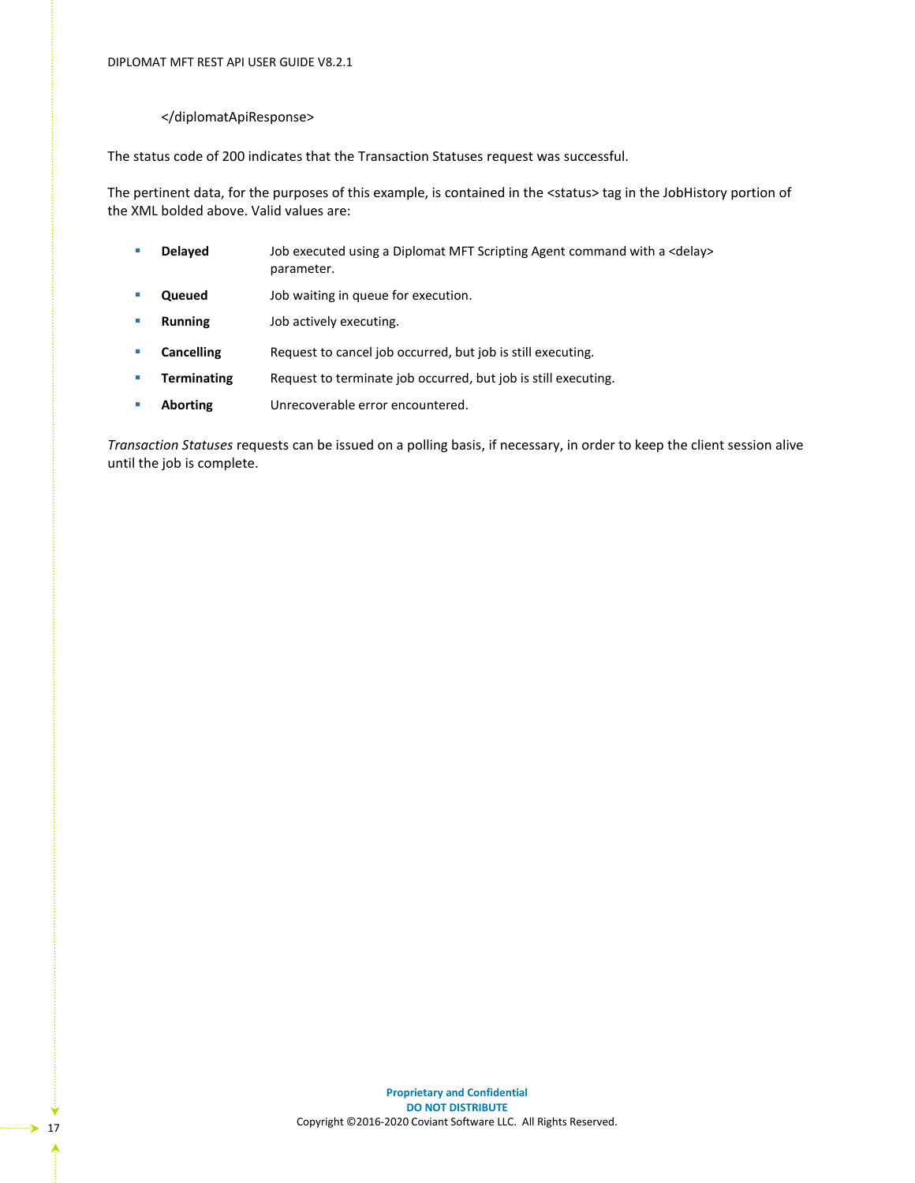```
</diplomatApiResponse>
```

The status code of 200 indicates that the Transaction Statuses request was successful.

The pertinent data, for the purposes of this example, is contained in the <status> tag in the JobHistory portion of the XML bolded above. Valid values are:

- **Delayed** Job executed using a Diplomat MFT Scripting Agent command with a <delay> parameter.
- **Queued** Job waiting in queue for execution.
- **Running** Job actively executing.
- **Cancelling** Request to cancel job occurred, but job is still executing.
- **Terminating** Request to terminate job occurred, but job is still executing.
- **Aborting** Unrecoverable error encountered.

*Transaction Statuses* requests can be issued on a polling basis, if necessary, in order to keep the client session alive until the job is complete.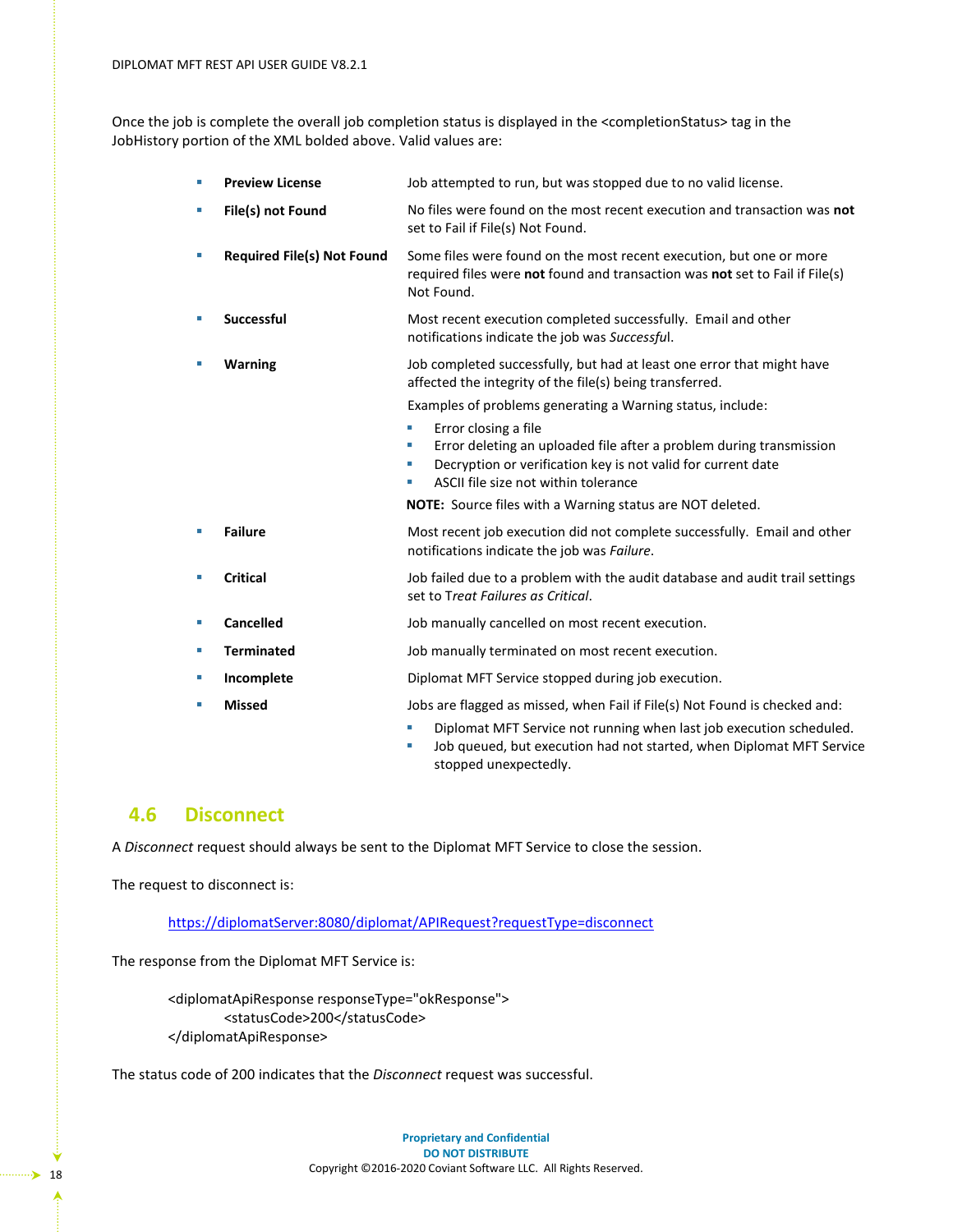Once the job is complete the overall job completion status is displayed in the <completionStatus> tag in the JobHistory portion of the XML bolded above. Valid values are:

- **Preview License** — Job attempted to run, but was stopped due to no valid license.
- **File(s) not Found** — No files were found on the most recent execution and transaction was **not** set to Fail if File(s) Not Found.
- **Required File(s) Not Found** — Some files were found on the most recent execution, but one or more required files were **not** found and transaction was **not** set to Fail if File(s) Not Found.
- **Successful** — Most recent execution completed successfully. Email and other notifications indicate the job was *Successful*.
- **Warning** — Job completed successfully, but had at least one error that might have affected the integrity of the file(s) being transferred.

  Examples of problems generating a Warning status, include:

  - Error closing a file
  - Error deleting an uploaded file after a problem during transmission
  - Decryption or verification key is not valid for current date
  - ASCII file size not within tolerance

  **NOTE:** Source files with a Warning status are NOT deleted.
- **Failure** — Most recent job execution did not complete successfully. Email and other notifications indicate the job was *Failure*.
- **Critical** — Job failed due to a problem with the audit database and audit trail settings set to T*reat Failures as Critical*.
- **Cancelled** — Job manually cancelled on most recent execution.
- **Terminated** — Job manually terminated on most recent execution.
- **Incomplete** — Diplomat MFT Service stopped during job execution.
- **Missed** — Jobs are flagged as missed, when Fail if File(s) Not Found is checked and:
  - Diplomat MFT Service not running when last job execution scheduled.
  - Job queued, but execution had not started, when Diplomat MFT Service stopped unexpectedly.

## 4.6 Disconnect

A *Disconnect* request should always be sent to the Diplomat MFT Service to close the session.

The request to disconnect is:

https://diplomatServer:8080/diplomat/APIRequest?requestType=disconnect

The response from the Diplomat MFT Service is:

```
<diplomatApiResponse responseType="okResponse">
        <statusCode>200</statusCode>
</diplomatApiResponse>
```

The status code of 200 indicates that the *Disconnect* request was successful.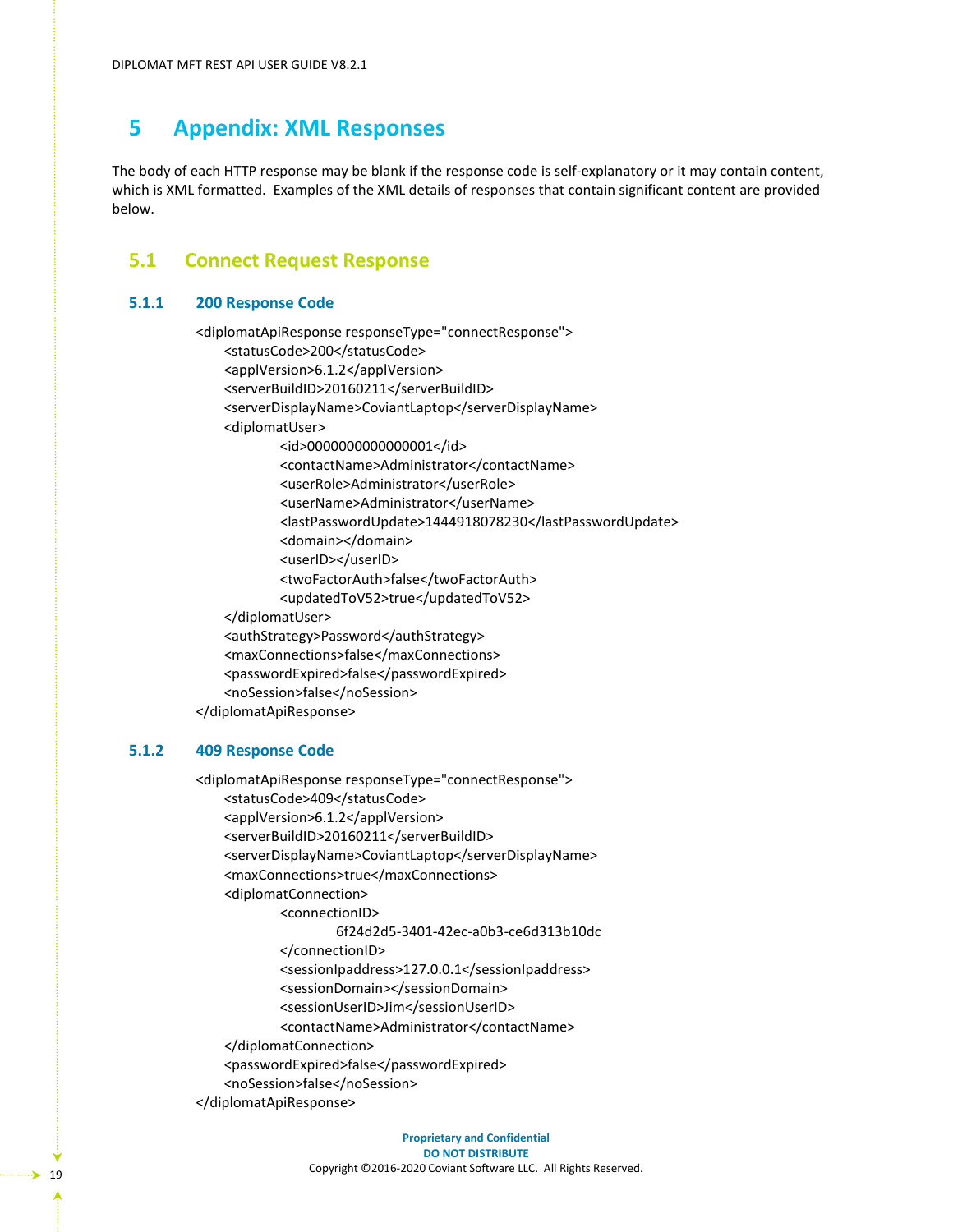# 5 Appendix: XML Responses

The body of each HTTP response may be blank if the response code is self-explanatory or it may contain content, which is XML formatted. Examples of the XML details of responses that contain significant content are provided below.

## 5.1 Connect Request Response

### 5.1.1 200 Response Code

```
<diplomatApiResponse responseType="connectResponse">
    <statusCode>200</statusCode>
    <applVersion>6.1.2</applVersion>
    <serverBuildID>20160211</serverBuildID>
    <serverDisplayName>CoviantLaptop</serverDisplayName>
    <diplomatUser>
            <id>0000000000000001</id>
            <contactName>Administrator</contactName>
            <userRole>Administrator</userRole>
            <userName>Administrator</userName>
            <lastPasswordUpdate>1444918078230</lastPasswordUpdate>
            <domain></domain>
            <userID></userID>
            <twoFactorAuth>false</twoFactorAuth>
            <updatedToV52>true</updatedToV52>
    </diplomatUser>
    <authStrategy>Password</authStrategy>
    <maxConnections>false</maxConnections>
    <passwordExpired>false</passwordExpired>
    <noSession>false</noSession>
</diplomatApiResponse>
```

### 5.1.2 409 Response Code

```
<diplomatApiResponse responseType="connectResponse">
    <statusCode>409</statusCode>
    <applVersion>6.1.2</applVersion>
    <serverBuildID>20160211</serverBuildID>
    <serverDisplayName>CoviantLaptop</serverDisplayName>
    <maxConnections>true</maxConnections>
    <diplomatConnection>
            <connectionID>
                    6f24d2d5-3401-42ec-a0b3-ce6d313b10dc
            </connectionID>
            <sessionIpaddress>127.0.0.1</sessionIpaddress>
            <sessionDomain></sessionDomain>
            <sessionUserID>Jim</sessionUserID>
            <contactName>Administrator</contactName>
    </diplomatConnection>
    <passwordExpired>false</passwordExpired>
    <noSession>false</noSession>
</diplomatApiResponse>
```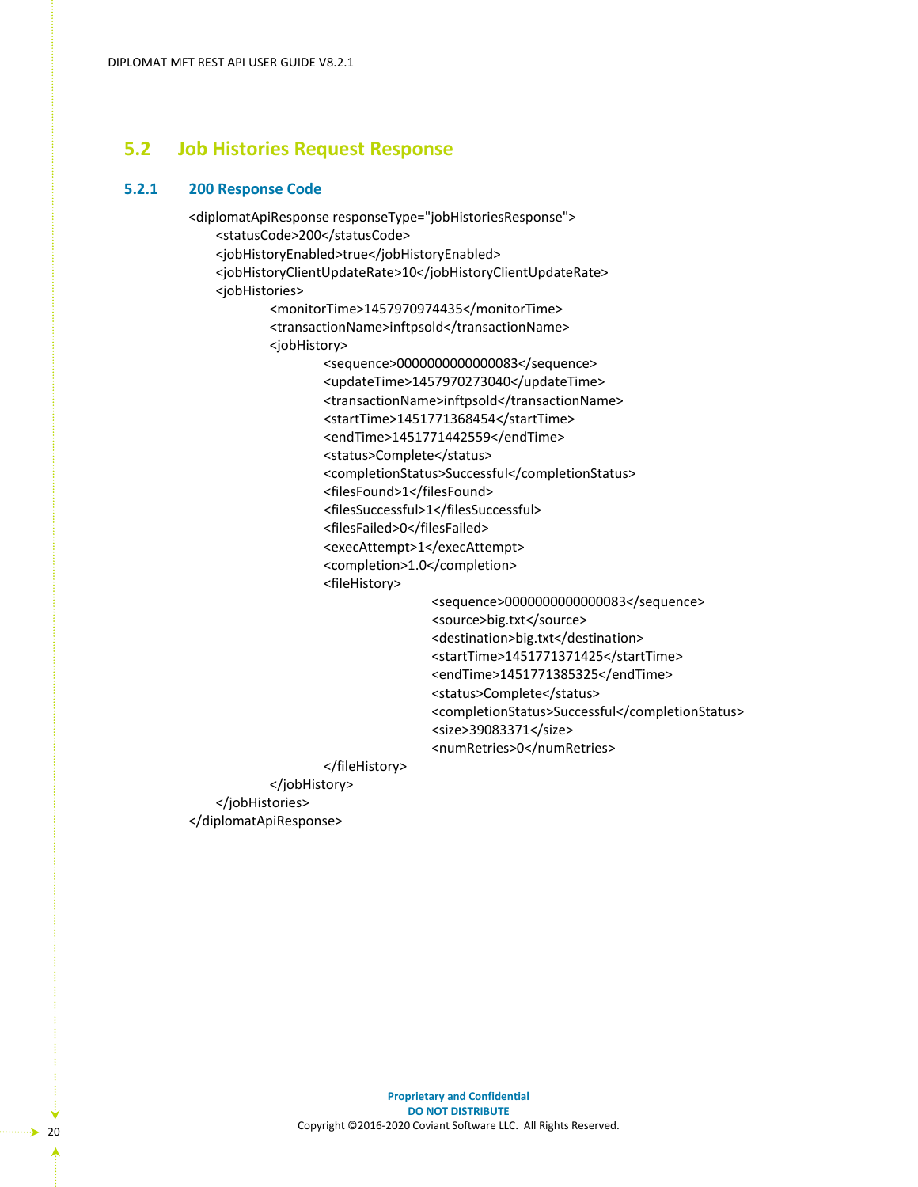## 5.2 Job Histories Request Response

### 5.2.1 200 Response Code

```
<diplomatApiResponse responseType="jobHistoriesResponse">
    <statusCode>200</statusCode>
    <jobHistoryEnabled>true</jobHistoryEnabled>
    <jobHistoryClientUpdateRate>10</jobHistoryClientUpdateRate>
    <jobHistories>
            <monitorTime>1457970974435</monitorTime>
            <transactionName>inftpsold</transactionName>
            <jobHistory>
                    <sequence>0000000000000083</sequence>
                    <updateTime>1457970273040</updateTime>
                    <transactionName>inftpsold</transactionName>
                    <startTime>1451771368454</startTime>
                    <endTime>1451771442559</endTime>
                    <status>Complete</status>
                    <completionStatus>Successful</completionStatus>
                    <filesFound>1</filesFound>
                    <filesSuccessful>1</filesSuccessful>
                    <filesFailed>0</filesFailed>
                    <execAttempt>1</execAttempt>
                    <completion>1.0</completion>
                    <fileHistory>
                                    <sequence>0000000000000083</sequence>
                                    <source>big.txt</source>
                                    <destination>big.txt</destination>
                                    <startTime>1451771371425</startTime>
                                    <endTime>1451771385325</endTime>
                                    <status>Complete</status>
                                    <completionStatus>Successful</completionStatus>
                                    <size>39083371</size>
                                    <numRetries>0</numRetries>
                    </fileHistory>
            </jobHistory>
    </jobHistories>
</diplomatApiResponse>
```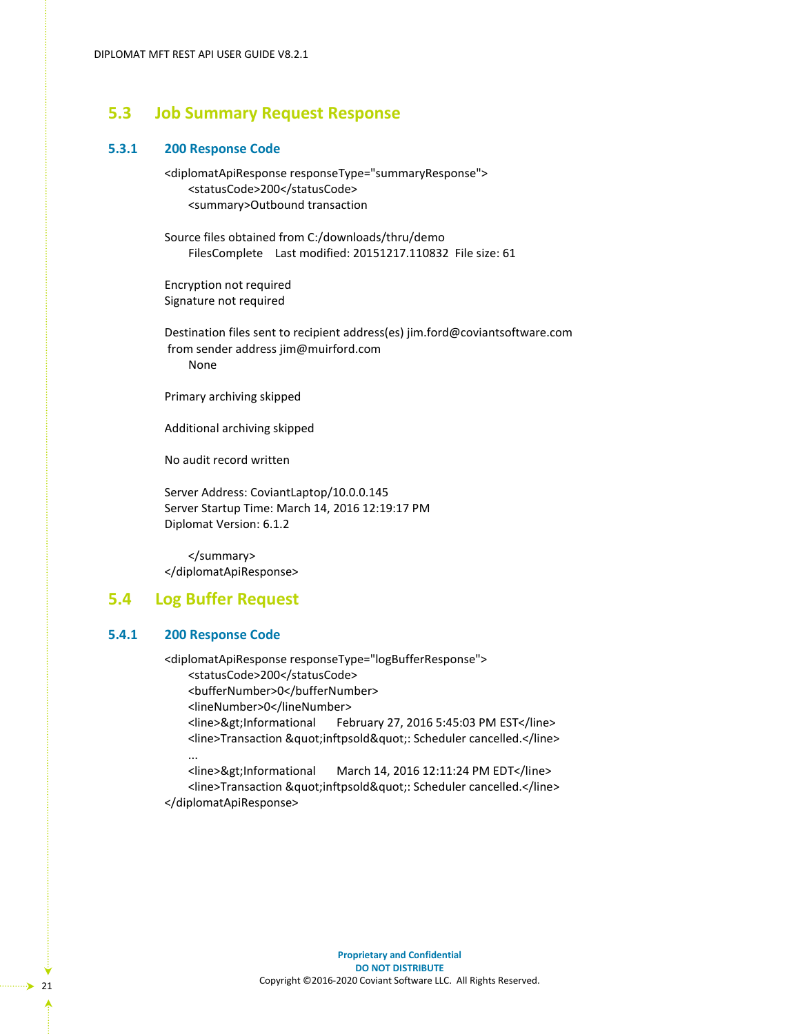## 5.3 Job Summary Request Response

### 5.3.1 200 Response Code

```
<diplomatApiResponse responseType="summaryResponse">
    <statusCode>200</statusCode>
    <summary>Outbound transaction

Source files obtained from C:/downloads/thru/demo
    FilesComplete    Last modified: 20151217.110832  File size: 61

Encryption not required
Signature not required

Destination files sent to recipient address(es) jim.ford@coviantsoftware.com
 from sender address jim@muirford.com
    None

Primary archiving skipped

Additional archiving skipped

No audit record written

Server Address: CoviantLaptop/10.0.0.145
Server Startup Time: March 14, 2016 12:19:17 PM
Diplomat Version: 6.1.2

    </summary>
</diplomatApiResponse>
```

## 5.4 Log Buffer Request

### 5.4.1 200 Response Code

```
<diplomatApiResponse responseType="logBufferResponse">
    <statusCode>200</statusCode>
    <bufferNumber>0</bufferNumber>
    <lineNumber>0</lineNumber>
    <line>&gt;Informational      February 27, 2016 5:45:03 PM EST</line>
    <line>Transaction &quot;inftpsold&quot;: Scheduler cancelled.</line>
    ...
    <line>&gt;Informational      March 14, 2016 12:11:24 PM EDT</line>
    <line>Transaction &quot;inftpsold&quot;: Scheduler cancelled.</line>
</diplomatApiResponse>
```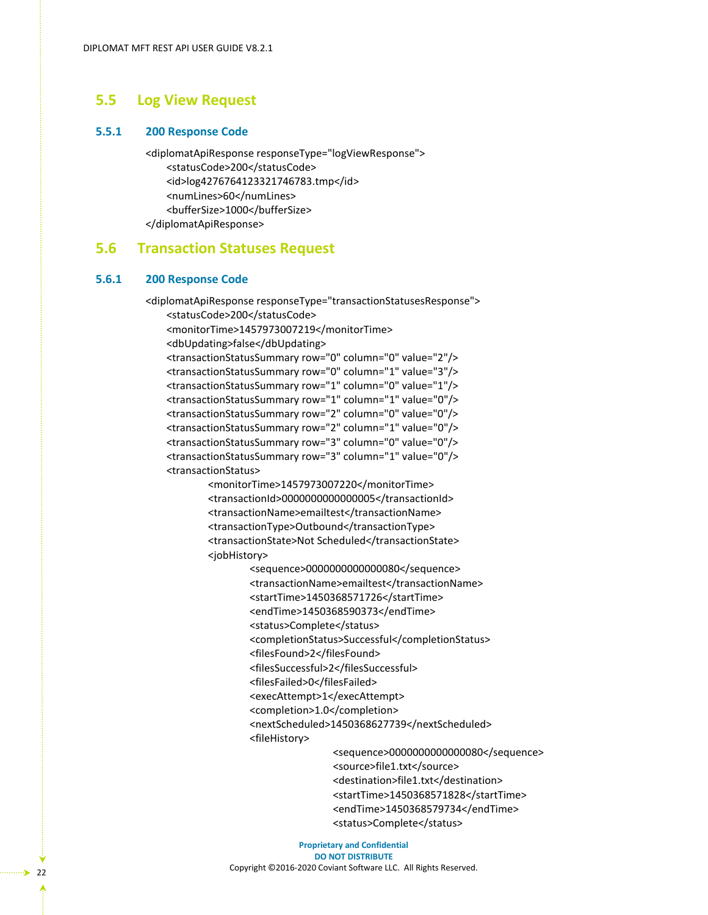## 5.5 Log View Request

### 5.5.1 200 Response Code

```
<diplomatApiResponse responseType="logViewResponse">
    <statusCode>200</statusCode>
    <id>log4276764123321746783.tmp</id>
    <numLines>60</numLines>
    <bufferSize>1000</bufferSize>
</diplomatApiResponse>
```

## 5.6 Transaction Statuses Request

### 5.6.1 200 Response Code

```
<diplomatApiResponse responseType="transactionStatusesResponse">
    <statusCode>200</statusCode>
    <monitorTime>1457973007219</monitorTime>
    <dbUpdating>false</dbUpdating>
    <transactionStatusSummary row="0" column="0" value="2"/>
    <transactionStatusSummary row="0" column="1" value="3"/>
    <transactionStatusSummary row="1" column="0" value="1"/>
    <transactionStatusSummary row="1" column="1" value="0"/>
    <transactionStatusSummary row="2" column="0" value="0"/>
    <transactionStatusSummary row="2" column="1" value="0"/>
    <transactionStatusSummary row="3" column="0" value="0"/>
    <transactionStatusSummary row="3" column="1" value="0"/>
    <transactionStatus>
            <monitorTime>1457973007220</monitorTime>
            <transactionId>0000000000000005</transactionId>
            <transactionName>emailtest</transactionName>
            <transactionType>Outbound</transactionType>
            <transactionState>Not Scheduled</transactionState>
            <jobHistory>
                    <sequence>0000000000000080</sequence>
                    <transactionName>emailtest</transactionName>
                    <startTime>1450368571726</startTime>
                    <endTime>1450368590373</endTime>
                    <status>Complete</status>
                    <completionStatus>Successful</completionStatus>
                    <filesFound>2</filesFound>
                    <filesSuccessful>2</filesSuccessful>
                    <filesFailed>0</filesFailed>
                    <execAttempt>1</execAttempt>
                    <completion>1.0</completion>
                    <nextScheduled>1450368627739</nextScheduled>
                    <fileHistory>
                                <sequence>0000000000000080</sequence>
                                <source>file1.txt</source>
                                <destination>file1.txt</destination>
                                <startTime>1450368571828</startTime>
                                <endTime>1450368579734</endTime>
                                <status>Complete</status>
```

**Proprietary and Confidential**
**DO NOT DISTRIBUTE**
Copyright ©2016-2020 Coviant Software LLC. All Rights Reserved.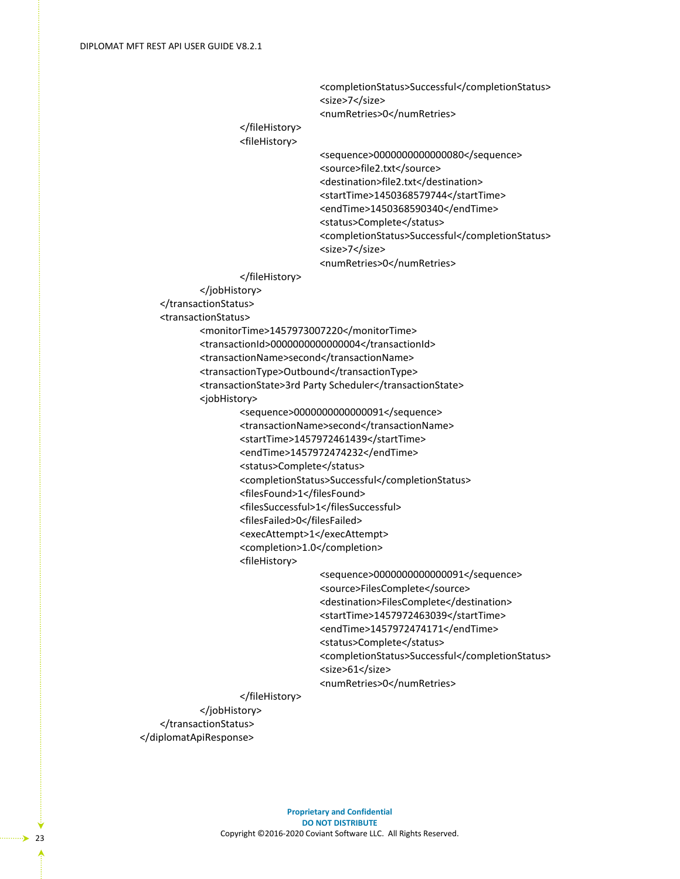```xml
                        <completionStatus>Successful</completionStatus>
                        <size>7</size>
                        <numRetries>0</numRetries>
                    </fileHistory>
                    <fileHistory>
                        <sequence>0000000000000080</sequence>
                        <source>file2.txt</source>
                        <destination>file2.txt</destination>
                        <startTime>1450368579744</startTime>
                        <endTime>1450368590340</endTime>
                        <status>Complete</status>
                        <completionStatus>Successful</completionStatus>
                        <size>7</size>
                        <numRetries>0</numRetries>
                    </fileHistory>
                </jobHistory>
            </transactionStatus>
            <transactionStatus>
                <monitorTime>1457973007220</monitorTime>
                <transactionId>0000000000000004</transactionId>
                <transactionName>second</transactionName>
                <transactionType>Outbound</transactionType>
                <transactionState>3rd Party Scheduler</transactionState>
                <jobHistory>
                    <sequence>0000000000000091</sequence>
                    <transactionName>second</transactionName>
                    <startTime>1457972461439</startTime>
                    <endTime>1457972474232</endTime>
                    <status>Complete</status>
                    <completionStatus>Successful</completionStatus>
                    <filesFound>1</filesFound>
                    <filesSuccessful>1</filesSuccessful>
                    <filesFailed>0</filesFailed>
                    <execAttempt>1</execAttempt>
                    <completion>1.0</completion>
                    <fileHistory>
                        <sequence>0000000000000091</sequence>
                        <source>FilesComplete</source>
                        <destination>FilesComplete</destination>
                        <startTime>1457972463039</startTime>
                        <endTime>1457972474171</endTime>
                        <status>Complete</status>
                        <completionStatus>Successful</completionStatus>
                        <size>61</size>
                        <numRetries>0</numRetries>
                    </fileHistory>
                </jobHistory>
            </transactionStatus>
        </diplomatApiResponse>
```